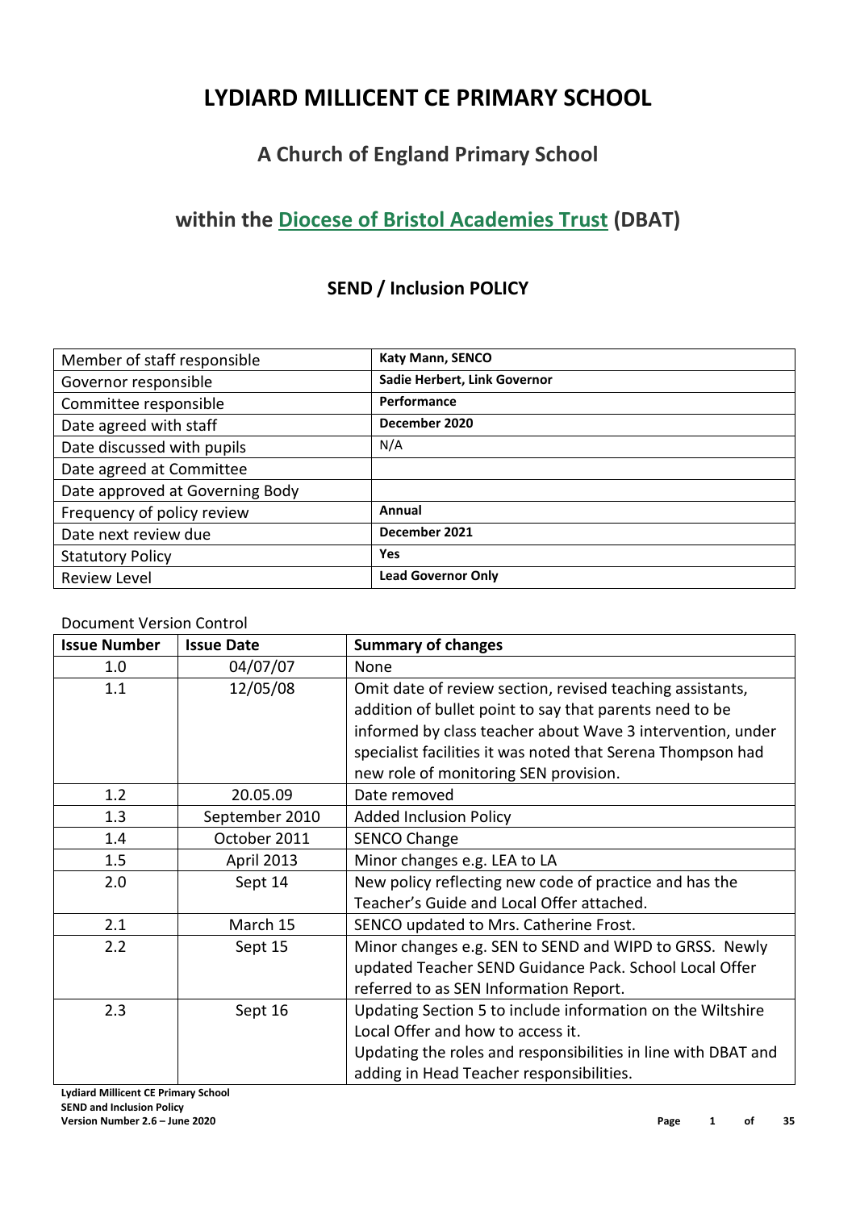# LYDIARD MILLICENT CE PRIMARY SCHOOL

## A Church of England Primary School

## within the [Diocese of Bristol Academies Trust](#) (DBAT)

### SEND / Inclusion POLICY

| | |
|---|---|
| Member of staff responsible | **Katy Mann, SENCO** |
| Governor responsible | **Sadie Herbert, Link Governor** |
| Committee responsible | **Performance** |
| Date agreed with staff | **December 2020** |
| Date discussed with pupils | N/A |
| Date agreed at Committee | |
| Date approved at Governing Body | |
| Frequency of policy review | **Annual** |
| Date next review due | **December 2021** |
| Statutory Policy | **Yes** |
| Review Level | **Lead Governor Only** |

Document Version Control

| Issue Number | Issue Date | Summary of changes |
|---|---|---|
| 1.0 | 04/07/07 | None |
| 1.1 | 12/05/08 | Omit date of review section, revised teaching assistants, addition of bullet point to say that parents need to be informed by class teacher about Wave 3 intervention, under specialist facilities it was noted that Serena Thompson had new role of monitoring SEN provision. |
| 1.2 | 20.05.09 | Date removed |
| 1.3 | September 2010 | Added Inclusion Policy |
| 1.4 | October 2011 | SENCO Change |
| 1.5 | April 2013 | Minor changes e.g. LEA to LA |
| 2.0 | Sept 14 | New policy reflecting new code of practice and has the Teacher's Guide and Local Offer attached. |
| 2.1 | March 15 | SENCO updated to Mrs. Catherine Frost. |
| 2.2 | Sept 15 | Minor changes e.g. SEN to SEND and WIPD to GRSS. Newly updated Teacher SEND Guidance Pack. School Local Offer referred to as SEN Information Report. |
| 2.3 | Sept 16 | Updating Section 5 to include information on the Wiltshire Local Offer and how to access it. Updating the roles and responsibilities in line with DBAT and adding in Head Teacher responsibilities. |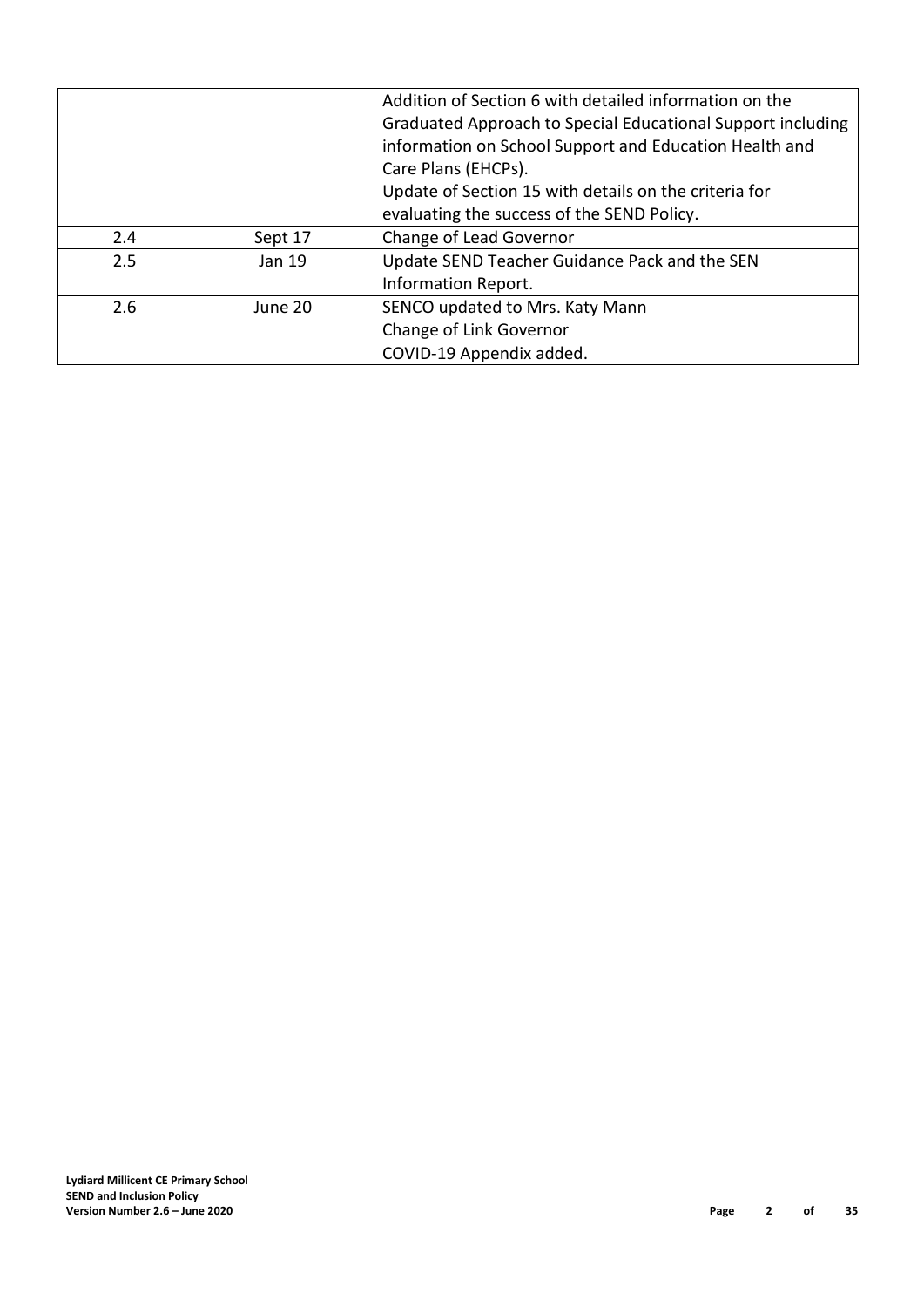| | | |
|---|---|---|
| | | Addition of Section 6 with detailed information on the Graduated Approach to Special Educational Support including information on School Support and Education Health and Care Plans (EHCPs).<br>Update of Section 15 with details on the criteria for evaluating the success of the SEND Policy. |
| 2.4 | Sept 17 | Change of Lead Governor |
| 2.5 | Jan 19 | Update SEND Teacher Guidance Pack and the SEN Information Report. |
| 2.6 | June 20 | SENCO updated to Mrs. Katy Mann<br>Change of Link Governor<br>COVID-19 Appendix added. |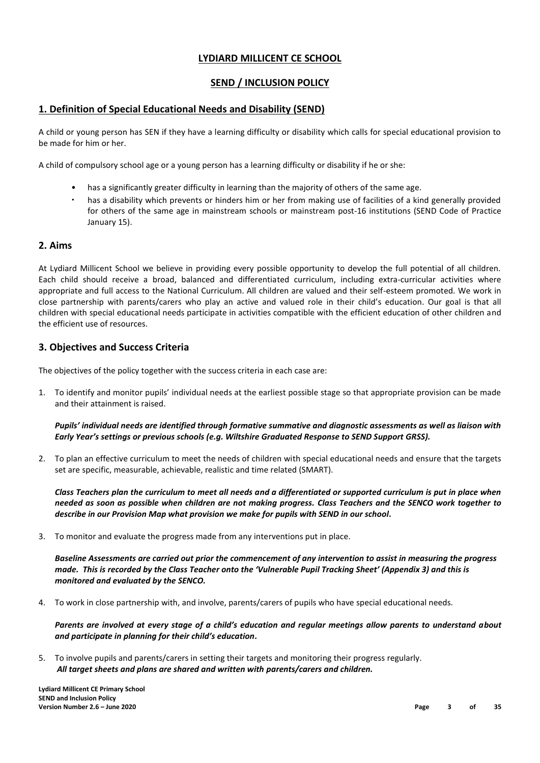# LYDIARD MILLICENT CE SCHOOL

## SEND / INCLUSION POLICY

## 1. Definition of Special Educational Needs and Disability (SEND)

A child or young person has SEN if they have a learning difficulty or disability which calls for special educational provision to be made for him or her.

A child of compulsory school age or a young person has a learning difficulty or disability if he or she:

- has a significantly greater difficulty in learning than the majority of others of the same age.
- has a disability which prevents or hinders him or her from making use of facilities of a kind generally provided for others of the same age in mainstream schools or mainstream post-16 institutions (SEND Code of Practice January 15).

## 2. Aims

At Lydiard Millicent School we believe in providing every possible opportunity to develop the full potential of all children. Each child should receive a broad, balanced and differentiated curriculum, including extra-curricular activities where appropriate and full access to the National Curriculum. All children are valued and their self-esteem promoted. We work in close partnership with parents/carers who play an active and valued role in their child's education. Our goal is that all children with special educational needs participate in activities compatible with the efficient education of other children and the efficient use of resources.

## 3. Objectives and Success Criteria

The objectives of the policy together with the success criteria in each case are:

1. To identify and monitor pupils' individual needs at the earliest possible stage so that appropriate provision can be made and their attainment is raised.

   ***Pupils' individual needs are identified through formative summative and diagnostic assessments as well as liaison with Early Year's settings or previous schools (e.g. Wiltshire Graduated Response to SEND Support GRSS).***

2. To plan an effective curriculum to meet the needs of children with special educational needs and ensure that the targets set are specific, measurable, achievable, realistic and time related (SMART).

   ***Class Teachers plan the curriculum to meet all needs and a differentiated or supported curriculum is put in place when needed as soon as possible when children are not making progress. Class Teachers and the SENCO work together to describe in our Provision Map what provision we make for pupils with SEND in our school.***

3. To monitor and evaluate the progress made from any interventions put in place.

   ***Baseline Assessments are carried out prior the commencement of any intervention to assist in measuring the progress made. This is recorded by the Class Teacher onto the 'Vulnerable Pupil Tracking Sheet' (Appendix 3) and this is monitored and evaluated by the SENCO.***

4. To work in close partnership with, and involve, parents/carers of pupils who have special educational needs.

   ***Parents are involved at every stage of a child's education and regular meetings allow parents to understand about and participate in planning for their child's education.***

5. To involve pupils and parents/carers in setting their targets and monitoring their progress regularly.
   ***All target sheets and plans are shared and written with parents/carers and children.***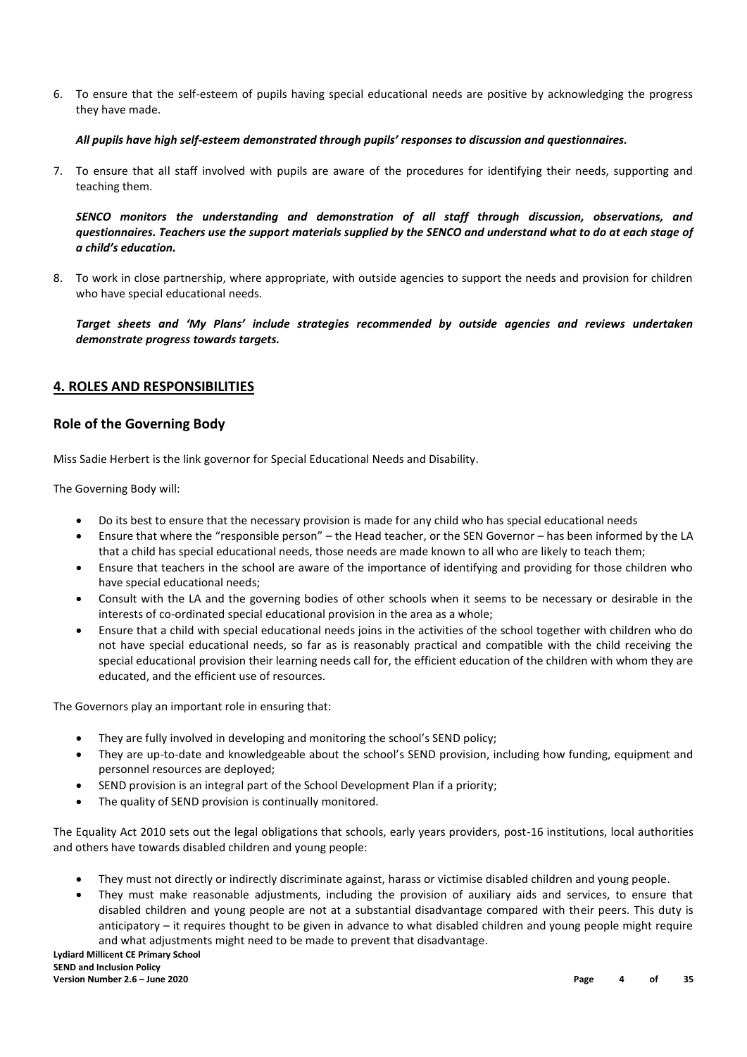6. To ensure that the self-esteem of pupils having special educational needs are positive by acknowledging the progress they have made.

   ***All pupils have high self-esteem demonstrated through pupils' responses to discussion and questionnaires.***

7. To ensure that all staff involved with pupils are aware of the procedures for identifying their needs, supporting and teaching them.

   ***SENCO monitors the understanding and demonstration of all staff through discussion, observations, and questionnaires. Teachers use the support materials supplied by the SENCO and understand what to do at each stage of a child's education.***

8. To work in close partnership, where appropriate, with outside agencies to support the needs and provision for children who have special educational needs.

   ***Target sheets and 'My Plans' include strategies recommended by outside agencies and reviews undertaken demonstrate progress towards targets.***

## 4. ROLES AND RESPONSIBILITIES

### Role of the Governing Body

Miss Sadie Herbert is the link governor for Special Educational Needs and Disability.

The Governing Body will:

- Do its best to ensure that the necessary provision is made for any child who has special educational needs
- Ensure that where the "responsible person" – the Head teacher, or the SEN Governor – has been informed by the LA that a child has special educational needs, those needs are made known to all who are likely to teach them;
- Ensure that teachers in the school are aware of the importance of identifying and providing for those children who have special educational needs;
- Consult with the LA and the governing bodies of other schools when it seems to be necessary or desirable in the interests of co-ordinated special educational provision in the area as a whole;
- Ensure that a child with special educational needs joins in the activities of the school together with children who do not have special educational needs, so far as is reasonably practical and compatible with the child receiving the special educational provision their learning needs call for, the efficient education of the children with whom they are educated, and the efficient use of resources.

The Governors play an important role in ensuring that:

- They are fully involved in developing and monitoring the school's SEND policy;
- They are up-to-date and knowledgeable about the school's SEND provision, including how funding, equipment and personnel resources are deployed;
- SEND provision is an integral part of the School Development Plan if a priority;
- The quality of SEND provision is continually monitored.

The Equality Act 2010 sets out the legal obligations that schools, early years providers, post-16 institutions, local authorities and others have towards disabled children and young people:

- They must not directly or indirectly discriminate against, harass or victimise disabled children and young people.
- They must make reasonable adjustments, including the provision of auxiliary aids and services, to ensure that disabled children and young people are not at a substantial disadvantage compared with their peers. This duty is anticipatory – it requires thought to be given in advance to what disabled children and young people might require and what adjustments might need to be made to prevent that disadvantage.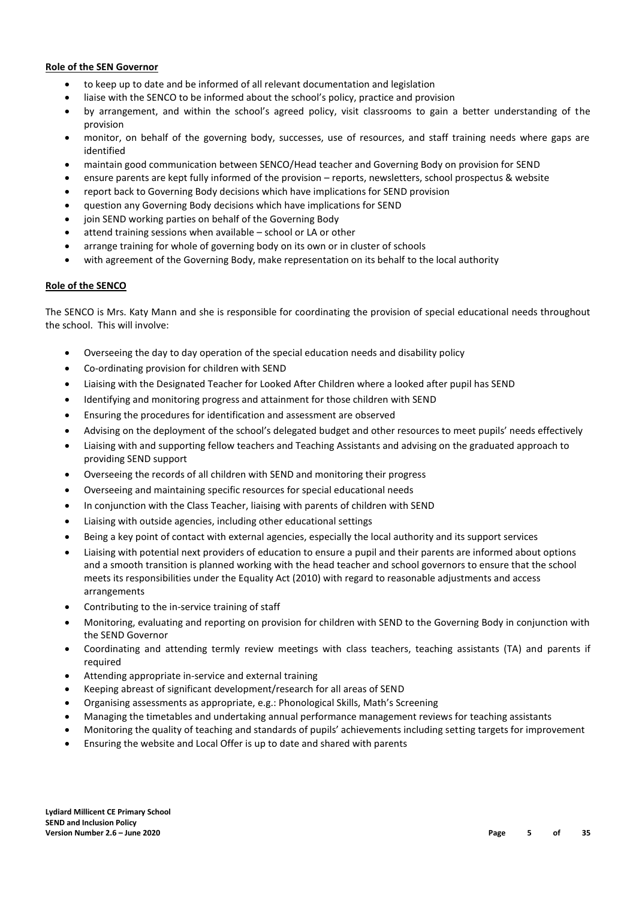**Role of the SEN Governor**

- to keep up to date and be informed of all relevant documentation and legislation
- liaise with the SENCO to be informed about the school's policy, practice and provision
- by arrangement, and within the school's agreed policy, visit classrooms to gain a better understanding of the provision
- monitor, on behalf of the governing body, successes, use of resources, and staff training needs where gaps are identified
- maintain good communication between SENCO/Head teacher and Governing Body on provision for SEND
- ensure parents are kept fully informed of the provision – reports, newsletters, school prospectus & website
- report back to Governing Body decisions which have implications for SEND provision
- question any Governing Body decisions which have implications for SEND
- join SEND working parties on behalf of the Governing Body
- attend training sessions when available – school or LA or other
- arrange training for whole of governing body on its own or in cluster of schools
- with agreement of the Governing Body, make representation on its behalf to the local authority

**Role of the SENCO**

The SENCO is Mrs. Katy Mann and she is responsible for coordinating the provision of special educational needs throughout the school. This will involve:

- Overseeing the day to day operation of the special education needs and disability policy
- Co-ordinating provision for children with SEND
- Liaising with the Designated Teacher for Looked After Children where a looked after pupil has SEND
- Identifying and monitoring progress and attainment for those children with SEND
- Ensuring the procedures for identification and assessment are observed
- Advising on the deployment of the school's delegated budget and other resources to meet pupils' needs effectively
- Liaising with and supporting fellow teachers and Teaching Assistants and advising on the graduated approach to providing SEND support
- Overseeing the records of all children with SEND and monitoring their progress
- Overseeing and maintaining specific resources for special educational needs
- In conjunction with the Class Teacher, liaising with parents of children with SEND
- Liaising with outside agencies, including other educational settings
- Being a key point of contact with external agencies, especially the local authority and its support services
- Liaising with potential next providers of education to ensure a pupil and their parents are informed about options and a smooth transition is planned working with the head teacher and school governors to ensure that the school meets its responsibilities under the Equality Act (2010) with regard to reasonable adjustments and access arrangements
- Contributing to the in-service training of staff
- Monitoring, evaluating and reporting on provision for children with SEND to the Governing Body in conjunction with the SEND Governor
- Coordinating and attending termly review meetings with class teachers, teaching assistants (TA) and parents if required
- Attending appropriate in-service and external training
- Keeping abreast of significant development/research for all areas of SEND
- Organising assessments as appropriate, e.g.: Phonological Skills, Math's Screening
- Managing the timetables and undertaking annual performance management reviews for teaching assistants
- Monitoring the quality of teaching and standards of pupils' achievements including setting targets for improvement
- Ensuring the website and Local Offer is up to date and shared with parents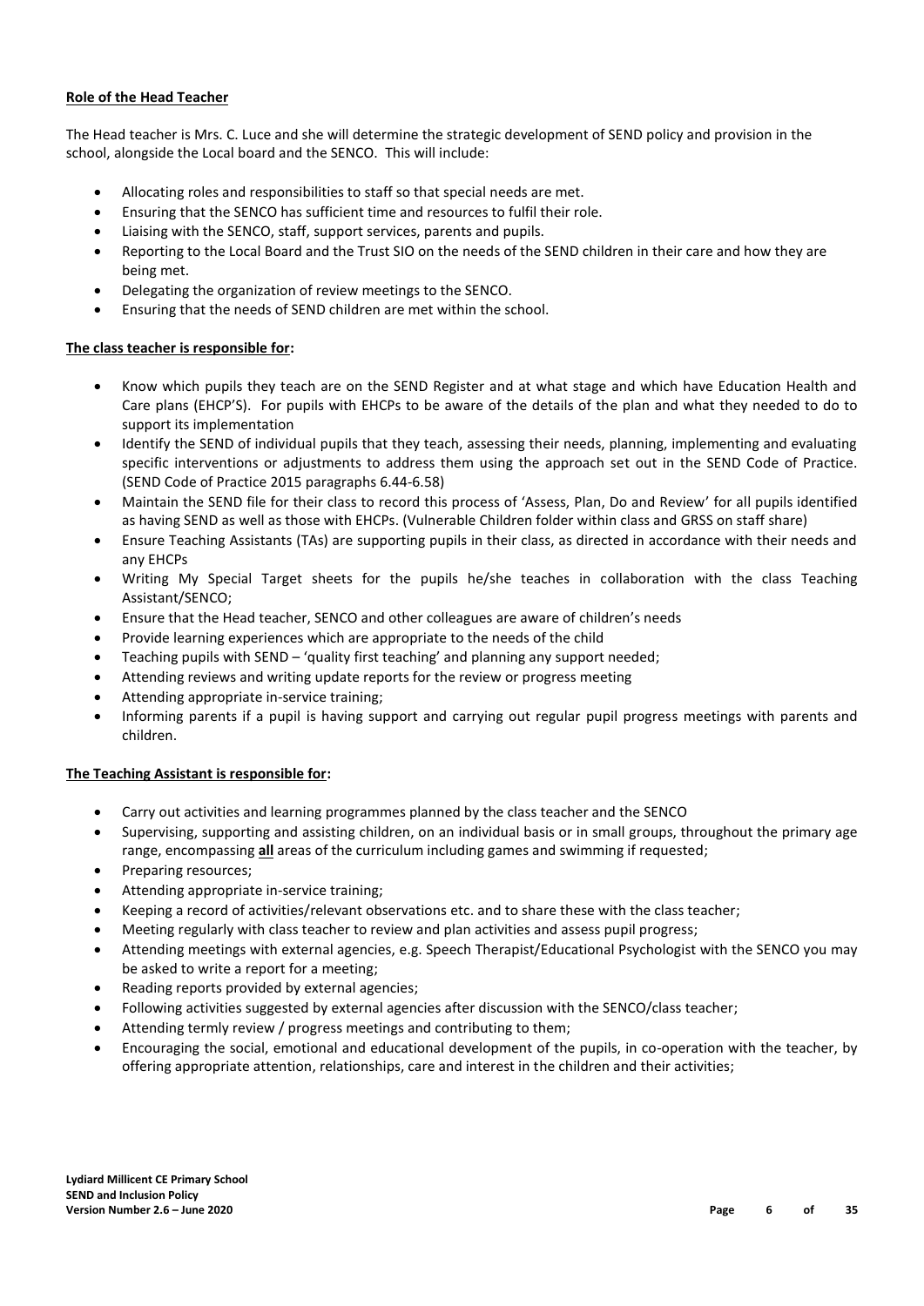**Role of the Head Teacher**

The Head teacher is Mrs. C. Luce and she will determine the strategic development of SEND policy and provision in the school, alongside the Local board and the SENCO. This will include:

- Allocating roles and responsibilities to staff so that special needs are met.
- Ensuring that the SENCO has sufficient time and resources to fulfil their role.
- Liaising with the SENCO, staff, support services, parents and pupils.
- Reporting to the Local Board and the Trust SIO on the needs of the SEND children in their care and how they are being met.
- Delegating the organization of review meetings to the SENCO.
- Ensuring that the needs of SEND children are met within the school.

**The class teacher is responsible for:**

- Know which pupils they teach are on the SEND Register and at what stage and which have Education Health and Care plans (EHCP'S). For pupils with EHCPs to be aware of the details of the plan and what they needed to do to support its implementation
- Identify the SEND of individual pupils that they teach, assessing their needs, planning, implementing and evaluating specific interventions or adjustments to address them using the approach set out in the SEND Code of Practice. (SEND Code of Practice 2015 paragraphs 6.44-6.58)
- Maintain the SEND file for their class to record this process of 'Assess, Plan, Do and Review' for all pupils identified as having SEND as well as those with EHCPs. (Vulnerable Children folder within class and GRSS on staff share)
- Ensure Teaching Assistants (TAs) are supporting pupils in their class, as directed in accordance with their needs and any EHCPs
- Writing My Special Target sheets for the pupils he/she teaches in collaboration with the class Teaching Assistant/SENCO;
- Ensure that the Head teacher, SENCO and other colleagues are aware of children's needs
- Provide learning experiences which are appropriate to the needs of the child
- Teaching pupils with SEND – 'quality first teaching' and planning any support needed;
- Attending reviews and writing update reports for the review or progress meeting
- Attending appropriate in-service training;
- Informing parents if a pupil is having support and carrying out regular pupil progress meetings with parents and children.

**The Teaching Assistant is responsible for:**

- Carry out activities and learning programmes planned by the class teacher and the SENCO
- Supervising, supporting and assisting children, on an individual basis or in small groups, throughout the primary age range, encompassing **all** areas of the curriculum including games and swimming if requested;
- Preparing resources;
- Attending appropriate in-service training;
- Keeping a record of activities/relevant observations etc. and to share these with the class teacher;
- Meeting regularly with class teacher to review and plan activities and assess pupil progress;
- Attending meetings with external agencies, e.g. Speech Therapist/Educational Psychologist with the SENCO you may be asked to write a report for a meeting;
- Reading reports provided by external agencies;
- Following activities suggested by external agencies after discussion with the SENCO/class teacher;
- Attending termly review / progress meetings and contributing to them;
- Encouraging the social, emotional and educational development of the pupils, in co-operation with the teacher, by offering appropriate attention, relationships, care and interest in the children and their activities;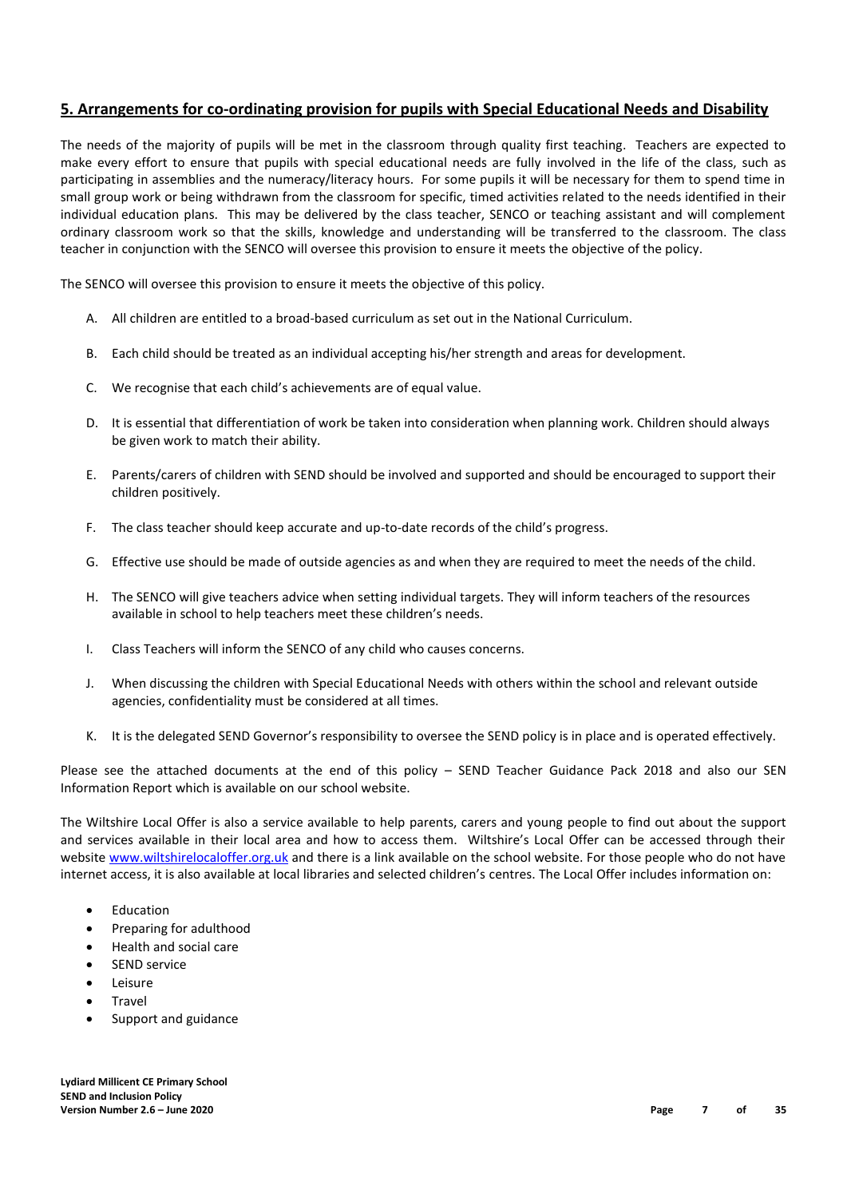## 5. Arrangements for co-ordinating provision for pupils with Special Educational Needs and Disability

The needs of the majority of pupils will be met in the classroom through quality first teaching. Teachers are expected to make every effort to ensure that pupils with special educational needs are fully involved in the life of the class, such as participating in assemblies and the numeracy/literacy hours. For some pupils it will be necessary for them to spend time in small group work or being withdrawn from the classroom for specific, timed activities related to the needs identified in their individual education plans. This may be delivered by the class teacher, SENCO or teaching assistant and will complement ordinary classroom work so that the skills, knowledge and understanding will be transferred to the classroom. The class teacher in conjunction with the SENCO will oversee this provision to ensure it meets the objective of the policy.

The SENCO will oversee this provision to ensure it meets the objective of this policy.

A. All children are entitled to a broad-based curriculum as set out in the National Curriculum.

B. Each child should be treated as an individual accepting his/her strength and areas for development.

C. We recognise that each child's achievements are of equal value.

D. It is essential that differentiation of work be taken into consideration when planning work. Children should always be given work to match their ability.

E. Parents/carers of children with SEND should be involved and supported and should be encouraged to support their children positively.

F. The class teacher should keep accurate and up-to-date records of the child's progress.

G. Effective use should be made of outside agencies as and when they are required to meet the needs of the child.

H. The SENCO will give teachers advice when setting individual targets. They will inform teachers of the resources available in school to help teachers meet these children's needs.

I. Class Teachers will inform the SENCO of any child who causes concerns.

J. When discussing the children with Special Educational Needs with others within the school and relevant outside agencies, confidentiality must be considered at all times.

K. It is the delegated SEND Governor's responsibility to oversee the SEND policy is in place and is operated effectively.

Please see the attached documents at the end of this policy – SEND Teacher Guidance Pack 2018 and also our SEN Information Report which is available on our school website.

The Wiltshire Local Offer is also a service available to help parents, carers and young people to find out about the support and services available in their local area and how to access them. Wiltshire's Local Offer can be accessed through their website www.wiltshirelocaloffer.org.uk and there is a link available on the school website. For those people who do not have internet access, it is also available at local libraries and selected children's centres. The Local Offer includes information on:

- Education
- Preparing for adulthood
- Health and social care
- SEND service
- Leisure
- Travel
- Support and guidance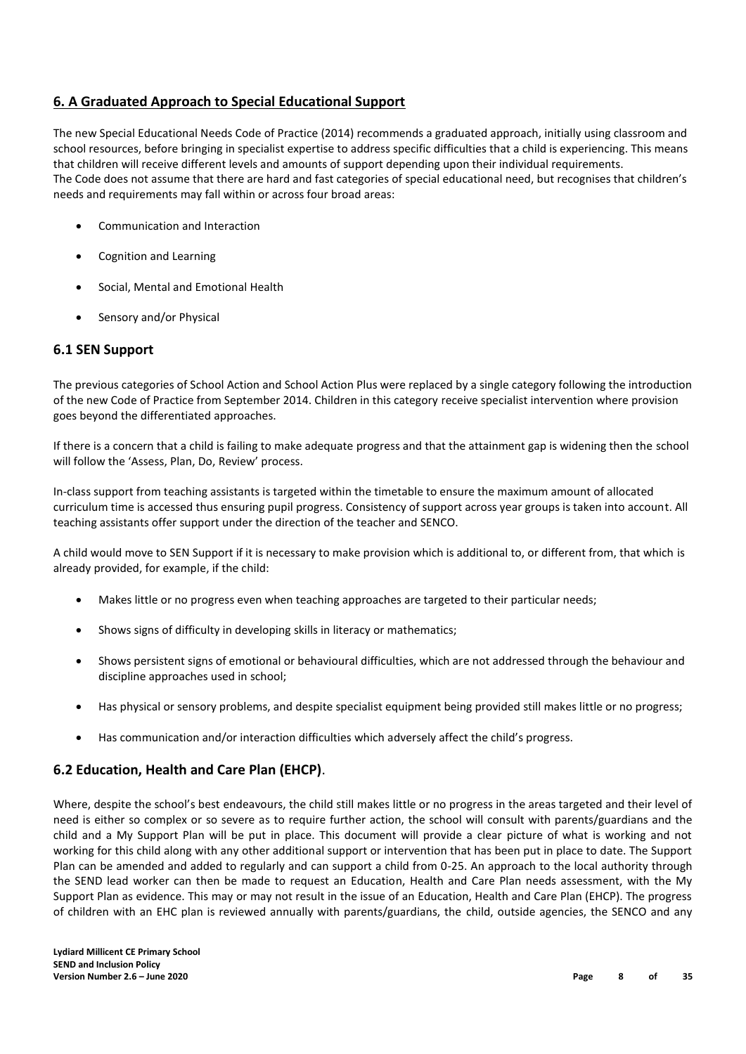## 6. A Graduated Approach to Special Educational Support

The new Special Educational Needs Code of Practice (2014) recommends a graduated approach, initially using classroom and school resources, before bringing in specialist expertise to address specific difficulties that a child is experiencing. This means that children will receive different levels and amounts of support depending upon their individual requirements.
The Code does not assume that there are hard and fast categories of special educational need, but recognises that children's needs and requirements may fall within or across four broad areas:

- Communication and Interaction
- Cognition and Learning
- Social, Mental and Emotional Health
- Sensory and/or Physical

### 6.1 SEN Support

The previous categories of School Action and School Action Plus were replaced by a single category following the introduction of the new Code of Practice from September 2014. Children in this category receive specialist intervention where provision goes beyond the differentiated approaches.

If there is a concern that a child is failing to make adequate progress and that the attainment gap is widening then the school will follow the 'Assess, Plan, Do, Review' process.

In-class support from teaching assistants is targeted within the timetable to ensure the maximum amount of allocated curriculum time is accessed thus ensuring pupil progress. Consistency of support across year groups is taken into account. All teaching assistants offer support under the direction of the teacher and SENCO.

A child would move to SEN Support if it is necessary to make provision which is additional to, or different from, that which is already provided, for example, if the child:

- Makes little or no progress even when teaching approaches are targeted to their particular needs;
- Shows signs of difficulty in developing skills in literacy or mathematics;
- Shows persistent signs of emotional or behavioural difficulties, which are not addressed through the behaviour and discipline approaches used in school;
- Has physical or sensory problems, and despite specialist equipment being provided still makes little or no progress;
- Has communication and/or interaction difficulties which adversely affect the child's progress.

### 6.2 Education, Health and Care Plan (EHCP).

Where, despite the school's best endeavours, the child still makes little or no progress in the areas targeted and their level of need is either so complex or so severe as to require further action, the school will consult with parents/guardians and the child and a My Support Plan will be put in place. This document will provide a clear picture of what is working and not working for this child along with any other additional support or intervention that has been put in place to date. The Support Plan can be amended and added to regularly and can support a child from 0-25. An approach to the local authority through the SEND lead worker can then be made to request an Education, Health and Care Plan needs assessment, with the My Support Plan as evidence. This may or may not result in the issue of an Education, Health and Care Plan (EHCP). The progress of children with an EHC plan is reviewed annually with parents/guardians, the child, outside agencies, the SENCO and any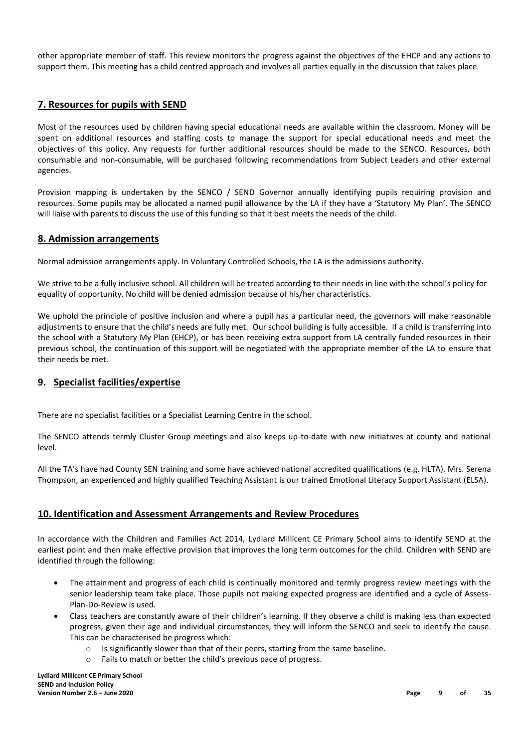other appropriate member of staff. This review monitors the progress against the objectives of the EHCP and any actions to support them. This meeting has a child centred approach and involves all parties equally in the discussion that takes place.

## 7. Resources for pupils with SEND

Most of the resources used by children having special educational needs are available within the classroom. Money will be spent on additional resources and staffing costs to manage the support for special educational needs and meet the objectives of this policy. Any requests for further additional resources should be made to the SENCO. Resources, both consumable and non-consumable, will be purchased following recommendations from Subject Leaders and other external agencies.

Provision mapping is undertaken by the SENCO / SEND Governor annually identifying pupils requiring provision and resources. Some pupils may be allocated a named pupil allowance by the LA if they have a 'Statutory My Plan'. The SENCO will liaise with parents to discuss the use of this funding so that it best meets the needs of the child.

## 8. Admission arrangements

Normal admission arrangements apply. In Voluntary Controlled Schools, the LA is the admissions authority.

We strive to be a fully inclusive school. All children will be treated according to their needs in line with the school's policy for equality of opportunity. No child will be denied admission because of his/her characteristics.

We uphold the principle of positive inclusion and where a pupil has a particular need, the governors will make reasonable adjustments to ensure that the child's needs are fully met. Our school building is fully accessible. If a child is transferring into the school with a Statutory My Plan (EHCP), or has been receiving extra support from LA centrally funded resources in their previous school, the continuation of this support will be negotiated with the appropriate member of the LA to ensure that their needs be met.

## 9. Specialist facilities/expertise

There are no specialist facilities or a Specialist Learning Centre in the school.

The SENCO attends termly Cluster Group meetings and also keeps up-to-date with new initiatives at county and national level.

All the TA's have had County SEN training and some have achieved national accredited qualifications (e.g. HLTA). Mrs. Serena Thompson, an experienced and highly qualified Teaching Assistant is our trained Emotional Literacy Support Assistant (ELSA).

## 10. Identification and Assessment Arrangements and Review Procedures

In accordance with the Children and Families Act 2014, Lydiard Millicent CE Primary School aims to identify SEND at the earliest point and then make effective provision that improves the long term outcomes for the child. Children with SEND are identified through the following:

- The attainment and progress of each child is continually monitored and termly progress review meetings with the senior leadership team take place. Those pupils not making expected progress are identified and a cycle of Assess-Plan-Do-Review is used.
- Class teachers are constantly aware of their children's learning. If they observe a child is making less than expected progress, given their age and individual circumstances, they will inform the SENCO and seek to identify the cause. This can be characterised be progress which:
  - Is significantly slower than that of their peers, starting from the same baseline.
  - Fails to match or better the child's previous pace of progress.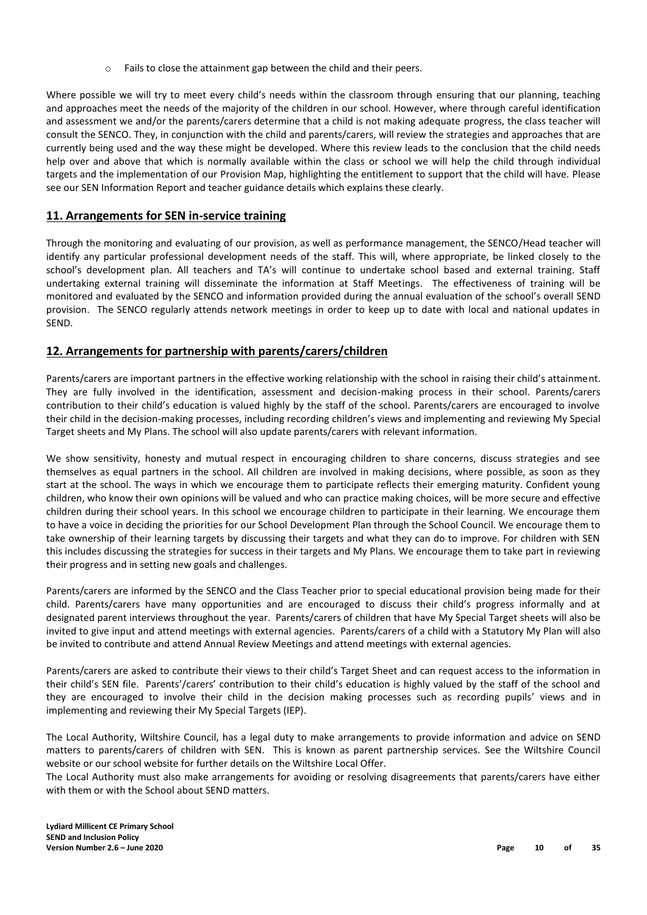- Fails to close the attainment gap between the child and their peers.

Where possible we will try to meet every child's needs within the classroom through ensuring that our planning, teaching and approaches meet the needs of the majority of the children in our school. However, where through careful identification and assessment we and/or the parents/carers determine that a child is not making adequate progress, the class teacher will consult the SENCO. They, in conjunction with the child and parents/carers, will review the strategies and approaches that are currently being used and the way these might be developed. Where this review leads to the conclusion that the child needs help over and above that which is normally available within the class or school we will help the child through individual targets and the implementation of our Provision Map, highlighting the entitlement to support that the child will have. Please see our SEN Information Report and teacher guidance details which explains these clearly.

## 11. Arrangements for SEN in-service training

Through the monitoring and evaluating of our provision, as well as performance management, the SENCO/Head teacher will identify any particular professional development needs of the staff. This will, where appropriate, be linked closely to the school's development plan. All teachers and TA's will continue to undertake school based and external training. Staff undertaking external training will disseminate the information at Staff Meetings. The effectiveness of training will be monitored and evaluated by the SENCO and information provided during the annual evaluation of the school's overall SEND provision. The SENCO regularly attends network meetings in order to keep up to date with local and national updates in SEND.

## 12. Arrangements for partnership with parents/carers/children

Parents/carers are important partners in the effective working relationship with the school in raising their child's attainment. They are fully involved in the identification, assessment and decision-making process in their school. Parents/carers contribution to their child's education is valued highly by the staff of the school. Parents/carers are encouraged to involve their child in the decision-making processes, including recording children's views and implementing and reviewing My Special Target sheets and My Plans. The school will also update parents/carers with relevant information.

We show sensitivity, honesty and mutual respect in encouraging children to share concerns, discuss strategies and see themselves as equal partners in the school. All children are involved in making decisions, where possible, as soon as they start at the school. The ways in which we encourage them to participate reflects their emerging maturity. Confident young children, who know their own opinions will be valued and who can practice making choices, will be more secure and effective children during their school years. In this school we encourage children to participate in their learning. We encourage them to have a voice in deciding the priorities for our School Development Plan through the School Council. We encourage them to take ownership of their learning targets by discussing their targets and what they can do to improve. For children with SEN this includes discussing the strategies for success in their targets and My Plans. We encourage them to take part in reviewing their progress and in setting new goals and challenges.

Parents/carers are informed by the SENCO and the Class Teacher prior to special educational provision being made for their child. Parents/carers have many opportunities and are encouraged to discuss their child's progress informally and at designated parent interviews throughout the year. Parents/carers of children that have My Special Target sheets will also be invited to give input and attend meetings with external agencies. Parents/carers of a child with a Statutory My Plan will also be invited to contribute and attend Annual Review Meetings and attend meetings with external agencies.

Parents/carers are asked to contribute their views to their child's Target Sheet and can request access to the information in their child's SEN file. Parents'/carers' contribution to their child's education is highly valued by the staff of the school and they are encouraged to involve their child in the decision making processes such as recording pupils' views and in implementing and reviewing their My Special Targets (IEP).

The Local Authority, Wiltshire Council, has a legal duty to make arrangements to provide information and advice on SEND matters to parents/carers of children with SEN. This is known as parent partnership services. See the Wiltshire Council website or our school website for further details on the Wiltshire Local Offer.

The Local Authority must also make arrangements for avoiding or resolving disagreements that parents/carers have either with them or with the School about SEND matters.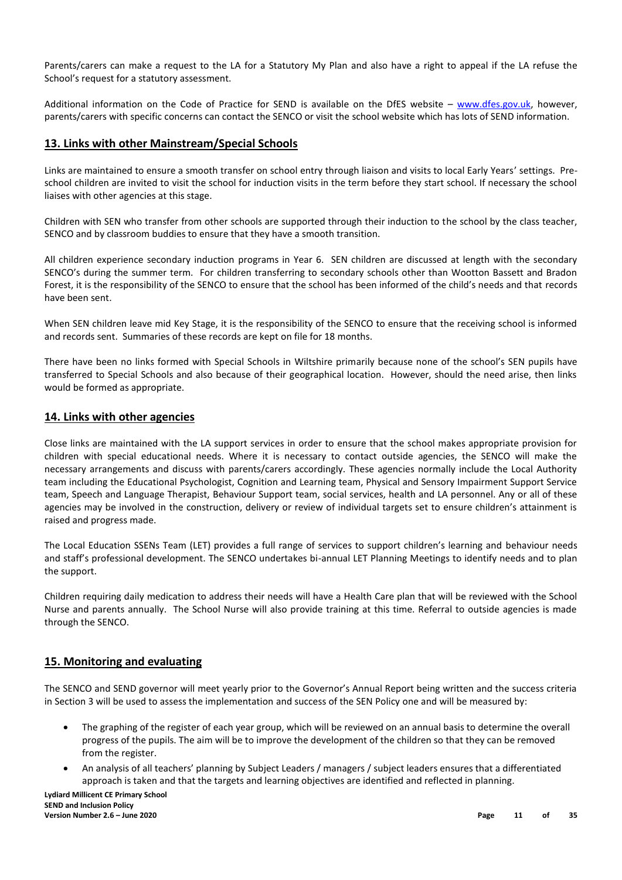Parents/carers can make a request to the LA for a Statutory My Plan and also have a right to appeal if the LA refuse the School's request for a statutory assessment.

Additional information on the Code of Practice for SEND is available on the DfES website – [www.dfes.gov.uk](http://www.dfes.gov.uk), however, parents/carers with specific concerns can contact the SENCO or visit the school website which has lots of SEND information.

## 13. Links with other Mainstream/Special Schools

Links are maintained to ensure a smooth transfer on school entry through liaison and visits to local Early Years' settings. Pre-school children are invited to visit the school for induction visits in the term before they start school. If necessary the school liaises with other agencies at this stage.

Children with SEN who transfer from other schools are supported through their induction to the school by the class teacher, SENCO and by classroom buddies to ensure that they have a smooth transition.

All children experience secondary induction programs in Year 6. SEN children are discussed at length with the secondary SENCO's during the summer term. For children transferring to secondary schools other than Wootton Bassett and Bradon Forest, it is the responsibility of the SENCO to ensure that the school has been informed of the child's needs and that records have been sent.

When SEN children leave mid Key Stage, it is the responsibility of the SENCO to ensure that the receiving school is informed and records sent. Summaries of these records are kept on file for 18 months.

There have been no links formed with Special Schools in Wiltshire primarily because none of the school's SEN pupils have transferred to Special Schools and also because of their geographical location. However, should the need arise, then links would be formed as appropriate.

## 14. Links with other agencies

Close links are maintained with the LA support services in order to ensure that the school makes appropriate provision for children with special educational needs. Where it is necessary to contact outside agencies, the SENCO will make the necessary arrangements and discuss with parents/carers accordingly. These agencies normally include the Local Authority team including the Educational Psychologist, Cognition and Learning team, Physical and Sensory Impairment Support Service team, Speech and Language Therapist, Behaviour Support team, social services, health and LA personnel. Any or all of these agencies may be involved in the construction, delivery or review of individual targets set to ensure children's attainment is raised and progress made.

The Local Education SSENs Team (LET) provides a full range of services to support children's learning and behaviour needs and staff's professional development. The SENCO undertakes bi-annual LET Planning Meetings to identify needs and to plan the support.

Children requiring daily medication to address their needs will have a Health Care plan that will be reviewed with the School Nurse and parents annually. The School Nurse will also provide training at this time. Referral to outside agencies is made through the SENCO.

## 15. Monitoring and evaluating

The SENCO and SEND governor will meet yearly prior to the Governor's Annual Report being written and the success criteria in Section 3 will be used to assess the implementation and success of the SEN Policy one and will be measured by:

- The graphing of the register of each year group, which will be reviewed on an annual basis to determine the overall progress of the pupils. The aim will be to improve the development of the children so that they can be removed from the register.
- An analysis of all teachers' planning by Subject Leaders / managers / subject leaders ensures that a differentiated approach is taken and that the targets and learning objectives are identified and reflected in planning.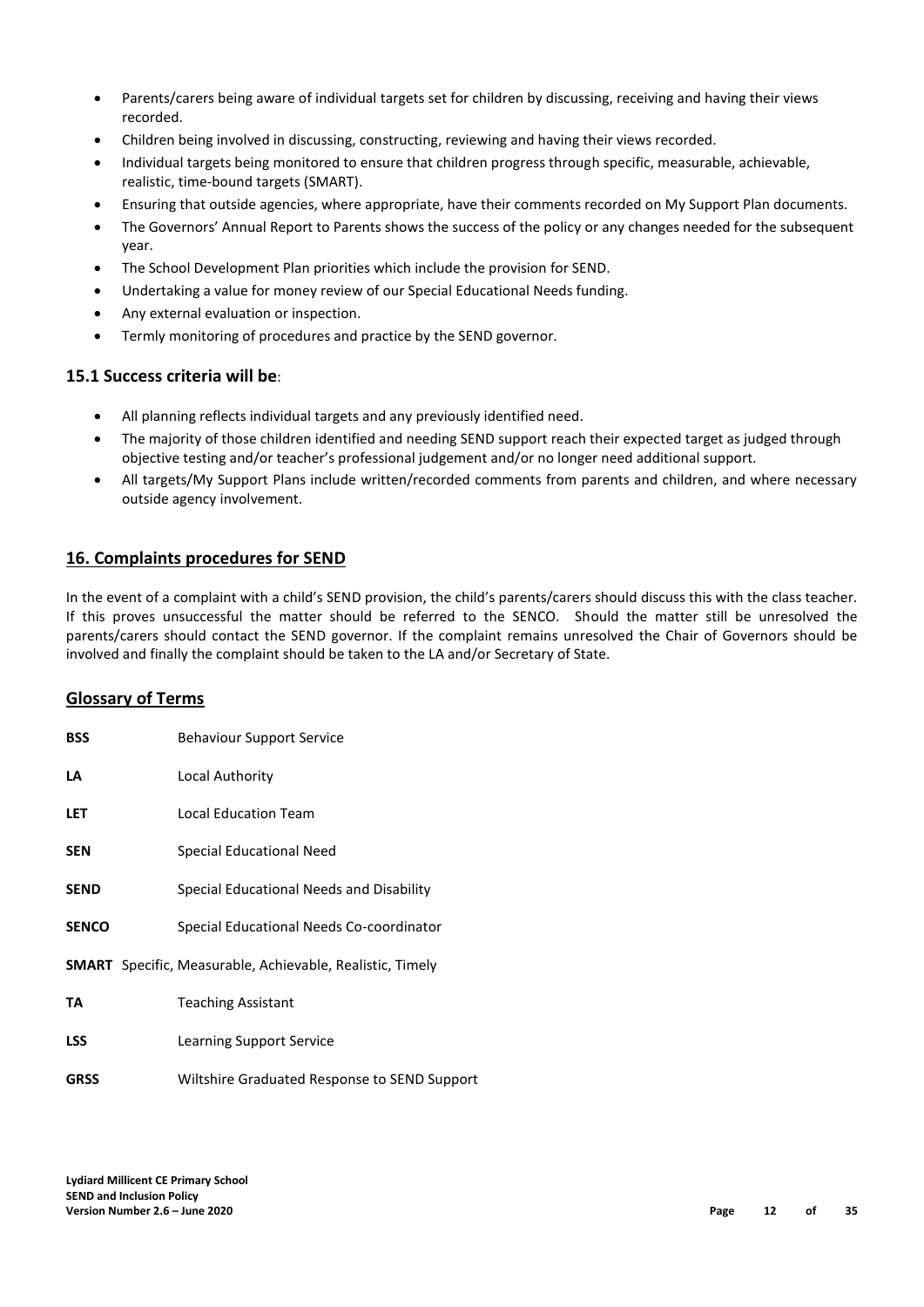- Parents/carers being aware of individual targets set for children by discussing, receiving and having their views recorded.
- Children being involved in discussing, constructing, reviewing and having their views recorded.
- Individual targets being monitored to ensure that children progress through specific, measurable, achievable, realistic, time-bound targets (SMART).
- Ensuring that outside agencies, where appropriate, have their comments recorded on My Support Plan documents.
- The Governors' Annual Report to Parents shows the success of the policy or any changes needed for the subsequent year.
- The School Development Plan priorities which include the provision for SEND.
- Undertaking a value for money review of our Special Educational Needs funding.
- Any external evaluation or inspection.
- Termly monitoring of procedures and practice by the SEND governor.

### 15.1 Success criteria will be:

- All planning reflects individual targets and any previously identified need.
- The majority of those children identified and needing SEND support reach their expected target as judged through objective testing and/or teacher's professional judgement and/or no longer need additional support.
- All targets/My Support Plans include written/recorded comments from parents and children, and where necessary outside agency involvement.

## 16. Complaints procedures for SEND

In the event of a complaint with a child's SEND provision, the child's parents/carers should discuss this with the class teacher. If this proves unsuccessful the matter should be referred to the SENCO. Should the matter still be unresolved the parents/carers should contact the SEND governor. If the complaint remains unresolved the Chair of Governors should be involved and finally the complaint should be taken to the LA and/or Secretary of State.

## Glossary of Terms

**BSS** Behaviour Support Service

**LA** Local Authority

**LET** Local Education Team

**SEN** Special Educational Need

**SEND** Special Educational Needs and Disability

**SENCO** Special Educational Needs Co-coordinator

**SMART** Specific, Measurable, Achievable, Realistic, Timely

**TA** Teaching Assistant

**LSS** Learning Support Service

**GRSS** Wiltshire Graduated Response to SEND Support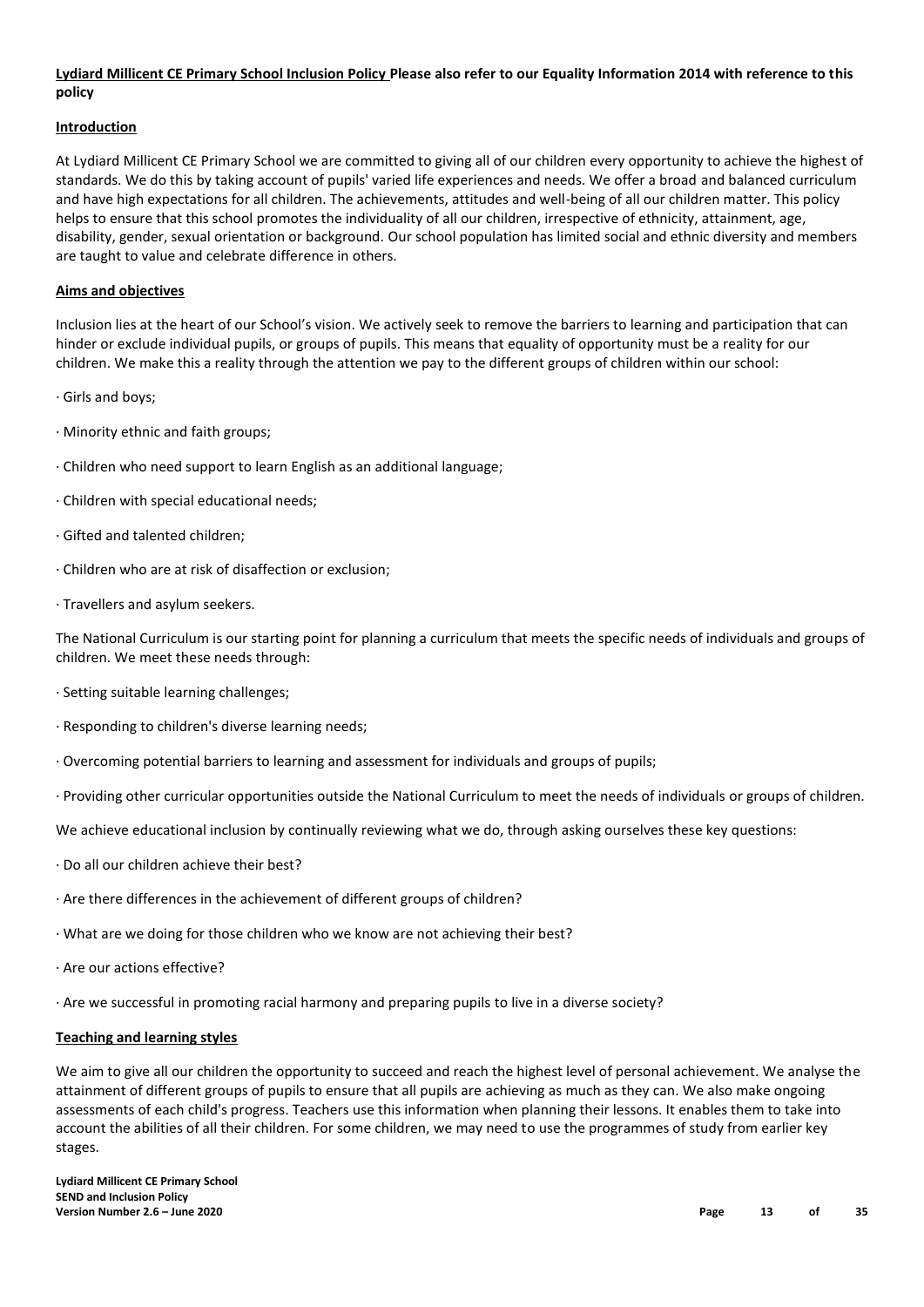**Lydiard Millicent CE Primary School Inclusion Policy Please also refer to our Equality Information 2014 with reference to this policy**

## Introduction

At Lydiard Millicent CE Primary School we are committed to giving all of our children every opportunity to achieve the highest of standards. We do this by taking account of pupils' varied life experiences and needs. We offer a broad and balanced curriculum and have high expectations for all children. The achievements, attitudes and well-being of all our children matter. This policy helps to ensure that this school promotes the individuality of all our children, irrespective of ethnicity, attainment, age, disability, gender, sexual orientation or background. Our school population has limited social and ethnic diversity and members are taught to value and celebrate difference in others.

## Aims and objectives

Inclusion lies at the heart of our School's vision. We actively seek to remove the barriers to learning and participation that can hinder or exclude individual pupils, or groups of pupils. This means that equality of opportunity must be a reality for our children. We make this a reality through the attention we pay to the different groups of children within our school:

- Girls and boys;
- Minority ethnic and faith groups;
- Children who need support to learn English as an additional language;
- Children with special educational needs;
- Gifted and talented children;
- Children who are at risk of disaffection or exclusion;
- Travellers and asylum seekers.

The National Curriculum is our starting point for planning a curriculum that meets the specific needs of individuals and groups of children. We meet these needs through:

- Setting suitable learning challenges;
- Responding to children's diverse learning needs;
- Overcoming potential barriers to learning and assessment for individuals and groups of pupils;
- Providing other curricular opportunities outside the National Curriculum to meet the needs of individuals or groups of children.

We achieve educational inclusion by continually reviewing what we do, through asking ourselves these key questions:

- Do all our children achieve their best?
- Are there differences in the achievement of different groups of children?
- What are we doing for those children who we know are not achieving their best?
- Are our actions effective?
- Are we successful in promoting racial harmony and preparing pupils to live in a diverse society?

## Teaching and learning styles

We aim to give all our children the opportunity to succeed and reach the highest level of personal achievement. We analyse the attainment of different groups of pupils to ensure that all pupils are achieving as much as they can. We also make ongoing assessments of each child's progress. Teachers use this information when planning their lessons. It enables them to take into account the abilities of all their children. For some children, we may need to use the programmes of study from earlier key stages.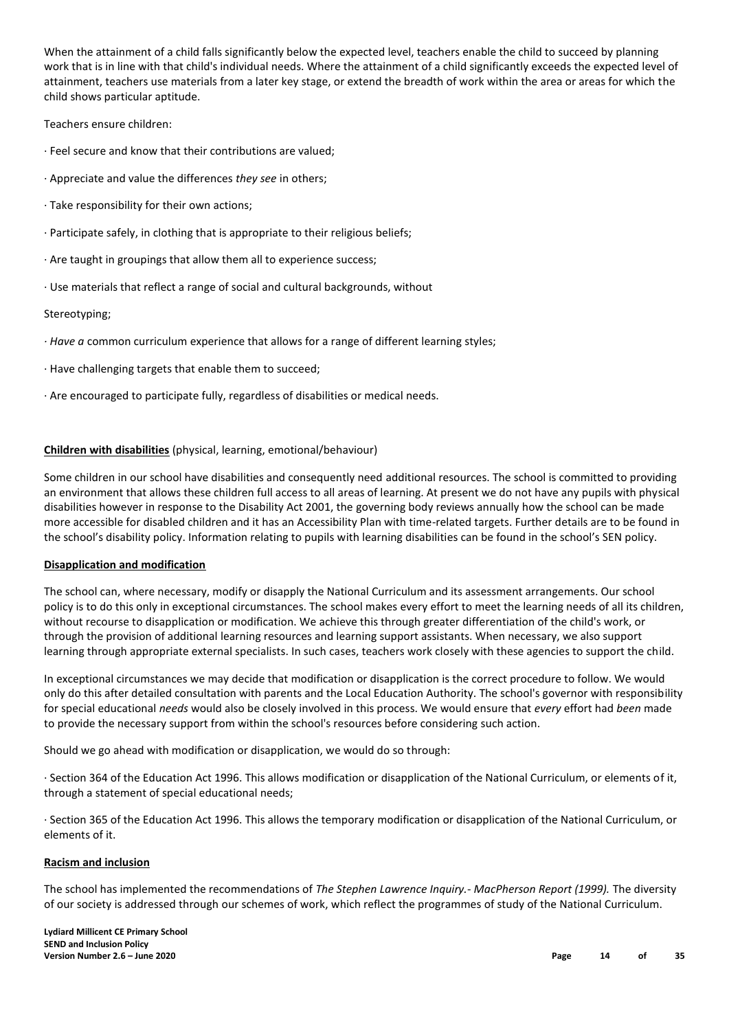When the attainment of a child falls significantly below the expected level, teachers enable the child to succeed by planning work that is in line with that child's individual needs. Where the attainment of a child significantly exceeds the expected level of attainment, teachers use materials from a later key stage, or extend the breadth of work within the area or areas for which the child shows particular aptitude.

Teachers ensure children:

· Feel secure and know that their contributions are valued;

· Appreciate and value the differences *they see* in others;

· Take responsibility for their own actions;

· Participate safely, in clothing that is appropriate to their religious beliefs;

· Are taught in groupings that allow them all to experience success;

· Use materials that reflect a range of social and cultural backgrounds, without

Stereotyping;

· *Have a* common curriculum experience that allows for a range of different learning styles;

· Have challenging targets that enable them to succeed;

· Are encouraged to participate fully, regardless of disabilities or medical needs.

**Children with disabilities** (physical, learning, emotional/behaviour)

Some children in our school have disabilities and consequently need additional resources. The school is committed to providing an environment that allows these children full access to all areas of learning. At present we do not have any pupils with physical disabilities however in response to the Disability Act 2001, the governing body reviews annually how the school can be made more accessible for disabled children and it has an Accessibility Plan with time-related targets. Further details are to be found in the school's disability policy. Information relating to pupils with learning disabilities can be found in the school's SEN policy.

**Disapplication and modification**

The school can, where necessary, modify or disapply the National Curriculum and its assessment arrangements. Our school policy is to do this only in exceptional circumstances. The school makes every effort to meet the learning needs of all its children, without recourse to disapplication or modification. We achieve this through greater differentiation of the child's work, or through the provision of additional learning resources and learning support assistants. When necessary, we also support learning through appropriate external specialists. In such cases, teachers work closely with these agencies to support the child.

In exceptional circumstances we may decide that modification or disapplication is the correct procedure to follow. We would only do this after detailed consultation with parents and the Local Education Authority. The school's governor with responsibility for special educational *needs* would also be closely involved in this process. We would ensure that *every* effort had *been* made to provide the necessary support from within the school's resources before considering such action.

Should we go ahead with modification or disapplication, we would do so through:

· Section 364 of the Education Act 1996. This allows modification or disapplication of the National Curriculum, or elements of it, through a statement of special educational needs;

· Section 365 of the Education Act 1996. This allows the temporary modification or disapplication of the National Curriculum, or elements of it.

**Racism and inclusion**

The school has implemented the recommendations of *The Stephen Lawrence Inquiry.- MacPherson Report (1999).* The diversity of our society is addressed through our schemes of work, which reflect the programmes of study of the National Curriculum.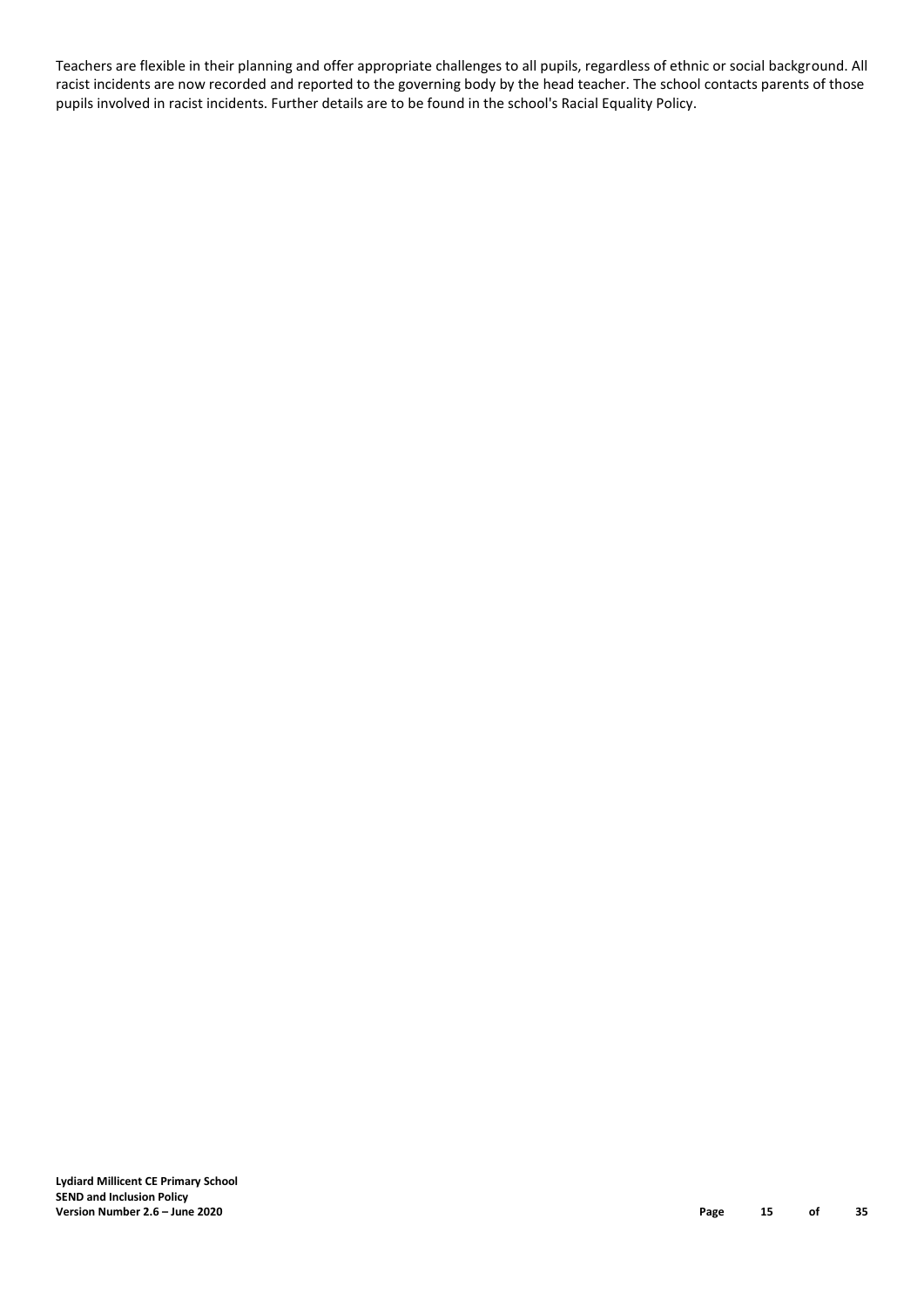Teachers are flexible in their planning and offer appropriate challenges to all pupils, regardless of ethnic or social background. All racist incidents are now recorded and reported to the governing body by the head teacher. The school contacts parents of those pupils involved in racist incidents. Further details are to be found in the school's Racial Equality Policy.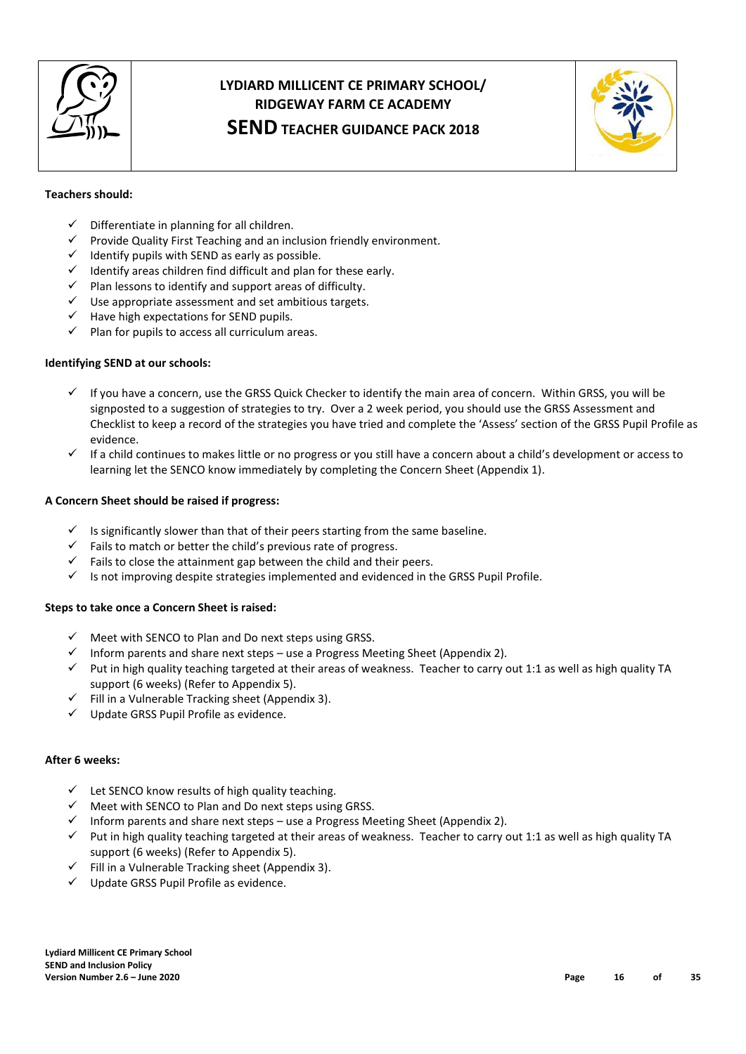**Teachers should:**

- ✓ Differentiate in planning for all children.
- ✓ Provide Quality First Teaching and an inclusion friendly environment.
- ✓ Identify pupils with SEND as early as possible.
- ✓ Identify areas children find difficult and plan for these early.
- ✓ Plan lessons to identify and support areas of difficulty.
- ✓ Use appropriate assessment and set ambitious targets.
- ✓ Have high expectations for SEND pupils.
- ✓ Plan for pupils to access all curriculum areas.

**Identifying SEND at our schools:**

- ✓ If you have a concern, use the GRSS Quick Checker to identify the main area of concern. Within GRSS, you will be signposted to a suggestion of strategies to try. Over a 2 week period, you should use the GRSS Assessment and Checklist to keep a record of the strategies you have tried and complete the 'Assess' section of the GRSS Pupil Profile as evidence.
- ✓ If a child continues to makes little or no progress or you still have a concern about a child's development or access to learning let the SENCO know immediately by completing the Concern Sheet (Appendix 1).

**A Concern Sheet should be raised if progress:**

- ✓ Is significantly slower than that of their peers starting from the same baseline.
- ✓ Fails to match or better the child's previous rate of progress.
- ✓ Fails to close the attainment gap between the child and their peers.
- ✓ Is not improving despite strategies implemented and evidenced in the GRSS Pupil Profile.

**Steps to take once a Concern Sheet is raised:**

- ✓ Meet with SENCO to Plan and Do next steps using GRSS.
- ✓ Inform parents and share next steps – use a Progress Meeting Sheet (Appendix 2).
- ✓ Put in high quality teaching targeted at their areas of weakness. Teacher to carry out 1:1 as well as high quality TA support (6 weeks) (Refer to Appendix 5).
- ✓ Fill in a Vulnerable Tracking sheet (Appendix 3).
- ✓ Update GRSS Pupil Profile as evidence.

**After 6 weeks:**

- ✓ Let SENCO know results of high quality teaching.
- ✓ Meet with SENCO to Plan and Do next steps using GRSS.
- ✓ Inform parents and share next steps – use a Progress Meeting Sheet (Appendix 2).
- ✓ Put in high quality teaching targeted at their areas of weakness. Teacher to carry out 1:1 as well as high quality TA support (6 weeks) (Refer to Appendix 5).
- ✓ Fill in a Vulnerable Tracking sheet (Appendix 3).
- ✓ Update GRSS Pupil Profile as evidence.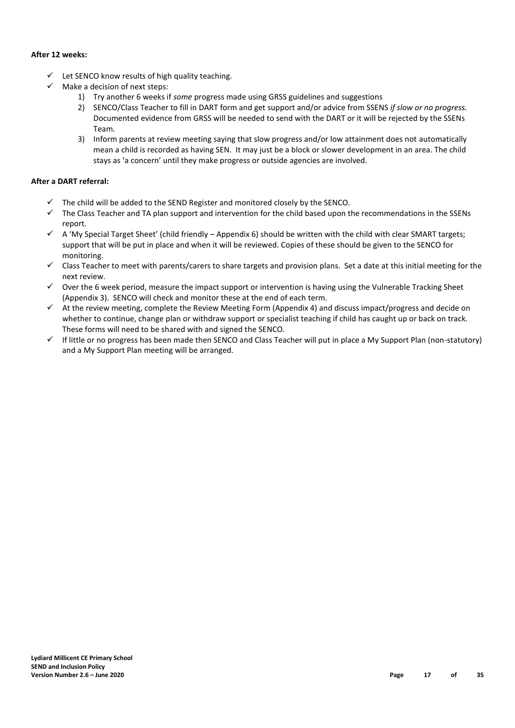**After 12 weeks:**

- ✓ Let SENCO know results of high quality teaching.
- ✓ Make a decision of next steps:
    1) Try another 6 weeks if *some* progress made using GRSS guidelines and suggestions
    2) SENCO/Class Teacher to fill in DART form and get support and/or advice from SSENS *if slow or no progress.* Documented evidence from GRSS will be needed to send with the DART or it will be rejected by the SSENs Team.
    3) Inform parents at review meeting saying that slow progress and/or low attainment does not automatically mean a child is recorded as having SEN. It may just be a block or slower development in an area. The child stays as 'a concern' until they make progress or outside agencies are involved.

**After a DART referral:**

- ✓ The child will be added to the SEND Register and monitored closely by the SENCO.
- ✓ The Class Teacher and TA plan support and intervention for the child based upon the recommendations in the SSENs report.
- ✓ A 'My Special Target Sheet' (child friendly – Appendix 6) should be written with the child with clear SMART targets; support that will be put in place and when it will be reviewed. Copies of these should be given to the SENCO for monitoring.
- ✓ Class Teacher to meet with parents/carers to share targets and provision plans. Set a date at this initial meeting for the next review.
- ✓ Over the 6 week period, measure the impact support or intervention is having using the Vulnerable Tracking Sheet (Appendix 3). SENCO will check and monitor these at the end of each term.
- ✓ At the review meeting, complete the Review Meeting Form (Appendix 4) and discuss impact/progress and decide on whether to continue, change plan or withdraw support or specialist teaching if child has caught up or back on track. These forms will need to be shared with and signed the SENCO.
- ✓ If little or no progress has been made then SENCO and Class Teacher will put in place a My Support Plan (non-statutory) and a My Support Plan meeting will be arranged.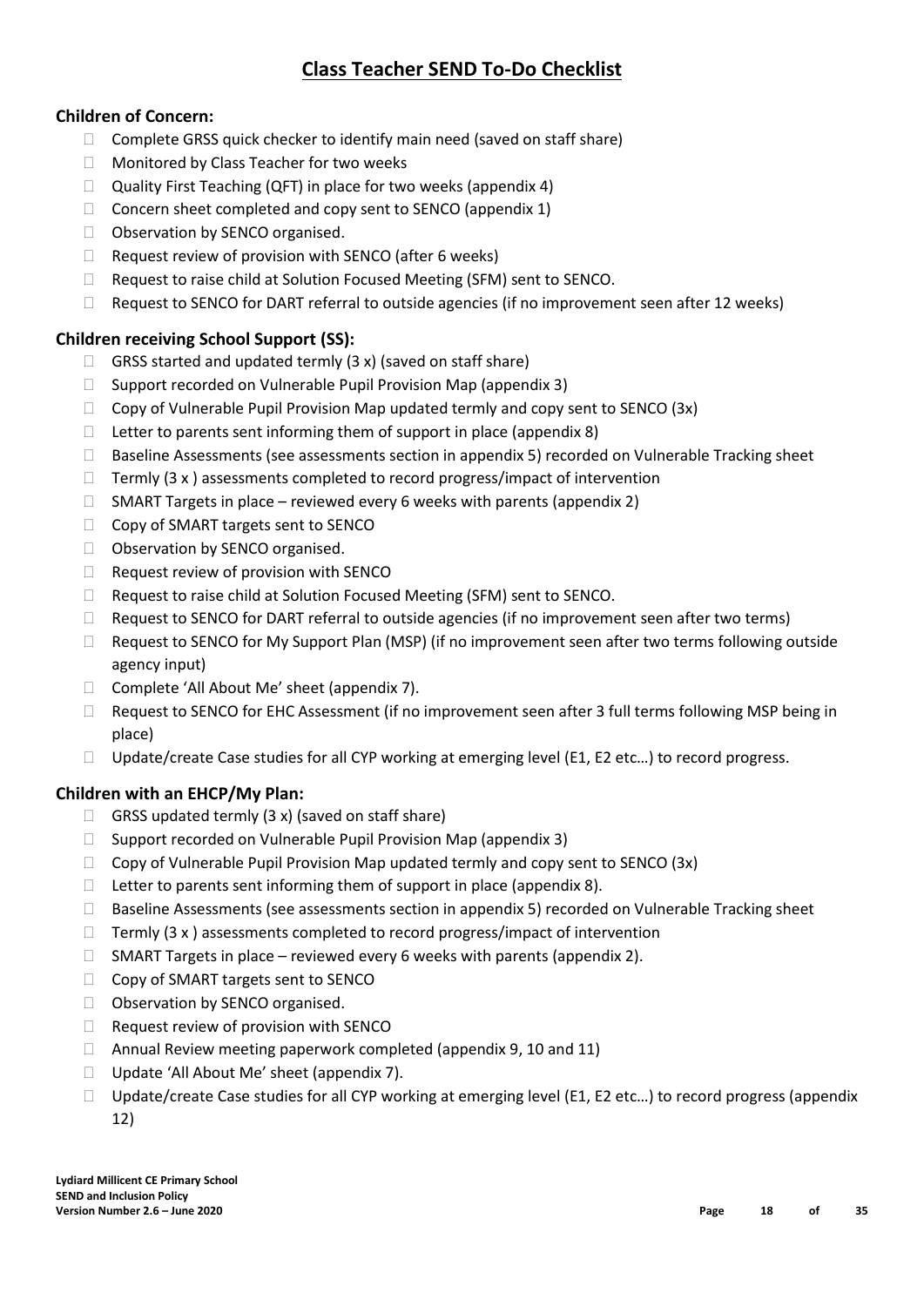# Class Teacher SEND To-Do Checklist

**Children of Concern:**

- Complete GRSS quick checker to identify main need (saved on staff share)
- Monitored by Class Teacher for two weeks
- Quality First Teaching (QFT) in place for two weeks (appendix 4)
- Concern sheet completed and copy sent to SENCO (appendix 1)
- Observation by SENCO organised.
- Request review of provision with SENCO (after 6 weeks)
- Request to raise child at Solution Focused Meeting (SFM) sent to SENCO.
- Request to SENCO for DART referral to outside agencies (if no improvement seen after 12 weeks)

**Children receiving School Support (SS):**

- GRSS started and updated termly (3 x) (saved on staff share)
- Support recorded on Vulnerable Pupil Provision Map (appendix 3)
- Copy of Vulnerable Pupil Provision Map updated termly and copy sent to SENCO (3x)
- Letter to parents sent informing them of support in place (appendix 8)
- Baseline Assessments (see assessments section in appendix 5) recorded on Vulnerable Tracking sheet
- Termly (3 x ) assessments completed to record progress/impact of intervention
- SMART Targets in place – reviewed every 6 weeks with parents (appendix 2)
- Copy of SMART targets sent to SENCO
- Observation by SENCO organised.
- Request review of provision with SENCO
- Request to raise child at Solution Focused Meeting (SFM) sent to SENCO.
- Request to SENCO for DART referral to outside agencies (if no improvement seen after two terms)
- Request to SENCO for My Support Plan (MSP) (if no improvement seen after two terms following outside agency input)
- Complete 'All About Me' sheet (appendix 7).
- Request to SENCO for EHC Assessment (if no improvement seen after 3 full terms following MSP being in place)
- Update/create Case studies for all CYP working at emerging level (E1, E2 etc…) to record progress.

**Children with an EHCP/My Plan:**

- GRSS updated termly (3 x) (saved on staff share)
- Support recorded on Vulnerable Pupil Provision Map (appendix 3)
- Copy of Vulnerable Pupil Provision Map updated termly and copy sent to SENCO (3x)
- Letter to parents sent informing them of support in place (appendix 8).
- Baseline Assessments (see assessments section in appendix 5) recorded on Vulnerable Tracking sheet
- Termly (3 x ) assessments completed to record progress/impact of intervention
- SMART Targets in place – reviewed every 6 weeks with parents (appendix 2).
- Copy of SMART targets sent to SENCO
- Observation by SENCO organised.
- Request review of provision with SENCO
- Annual Review meeting paperwork completed (appendix 9, 10 and 11)
- Update 'All About Me' sheet (appendix 7).
- Update/create Case studies for all CYP working at emerging level (E1, E2 etc…) to record progress (appendix 12)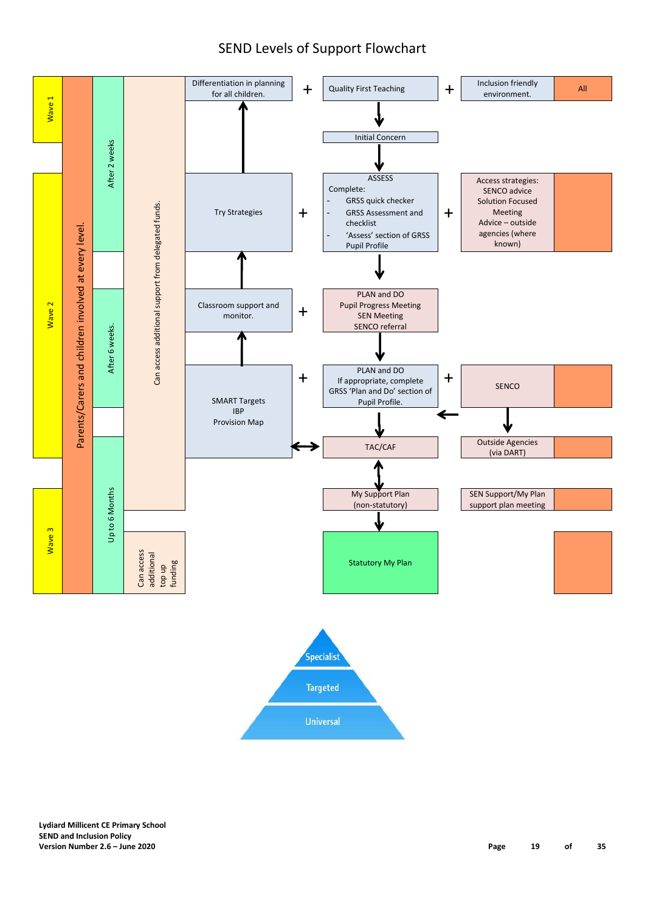# SEND Levels of Support Flowchart

**Wave 1**

- Differentiation in planning for all children. + Quality First Teaching + Inclusion friendly environment. — All
- Quality First Teaching → Initial Concern → ASSESS

**Wave 2** (After 2 weeks; After 6 weeks)

- Try Strategies + ASSESS
  Complete:
  - GRSS quick checker
  - GRSS Assessment and checklist
  - 'Assess' section of GRSS Pupil Profile

  \+ Access strategies: SENCO advice, Solution Focused Meeting, Advice – outside agencies (where known)
- ASSESS → PLAN and DO: Pupil Progress Meeting, SEN Meeting, SENCO referral
- Classroom support and monitor. + PLAN and DO: Pupil Progress Meeting, SEN Meeting, SENCO referral
- SMART Targets, IBP, Provision Map + PLAN and DO: If appropriate, complete GRSS 'Plan and Do' section of Pupil Profile. + SENCO
- PLAN and DO → TAC/CAF
- SENCO → TAC/CAF
- SENCO → Outside Agencies (via DART)
- SMART Targets, IBP, Provision Map ↔ TAC/CAF

**Wave 3** (Up to 6 Months)

- TAC/CAF ↔ My Support Plan (non-statutory) — SEN Support/My Plan support plan meeting
- My Support Plan (non-statutory) → Statutory My Plan

Parents/Carers and children involved at every level.

Can access additional support from delegated funds.

Can access additional top up funding

- Specialist
- Targeted
- Universal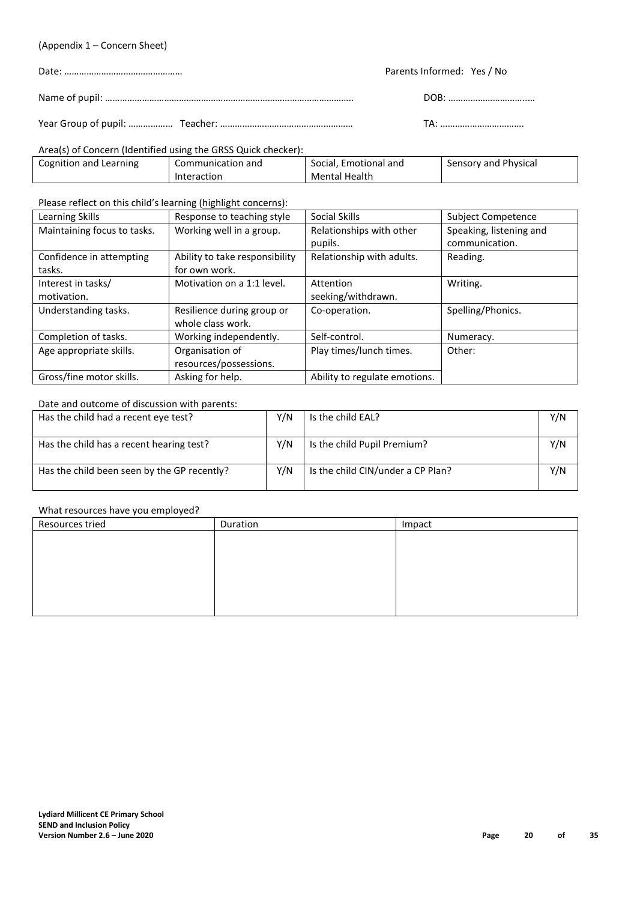(Appendix 1 – Concern Sheet)

Date: ……………………………………….. Parents Informed: Yes / No

Name of pupil: ………………………………………………………………………………….. DOB: ……………………………..

Year Group of pupil: ……………… Teacher: …………………………………………… TA: …………………………….

Area(s) of Concern (Identified using the GRSS Quick checker):

| Cognition and Learning | Communication and Interaction | Social, Emotional and Mental Health | Sensory and Physical |
|---|---|---|---|

Please reflect on this child's learning (highlight concerns):

| Learning Skills | Response to teaching style | Social Skills | Subject Competence |
|---|---|---|---|
| Maintaining focus to tasks. | Working well in a group. | Relationships with other pupils. | Speaking, listening and communication. |
| Confidence in attempting tasks. | Ability to take responsibility for own work. | Relationship with adults. | Reading. |
| Interest in tasks/ motivation. | Motivation on a 1:1 level. | Attention seeking/withdrawn. | Writing. |
| Understanding tasks. | Resilience during group or whole class work. | Co-operation. | Spelling/Phonics. |
| Completion of tasks. | Working independently. | Self-control. | Numeracy. |
| Age appropriate skills. | Organisation of resources/possessions. | Play times/lunch times. | Other: |
| Gross/fine motor skills. | Asking for help. | Ability to regulate emotions. | |

Date and outcome of discussion with parents:

| | | | |
|---|---|---|---|
| Has the child had a recent eye test? | Y/N | Is the child EAL? | Y/N |
| Has the child has a recent hearing test? | Y/N | Is the child Pupil Premium? | Y/N |
| Has the child been seen by the GP recently? | Y/N | Is the child CIN/under a CP Plan? | Y/N |

What resources have you employed?

| Resources tried | Duration | Impact |
|---|---|---|
| | | |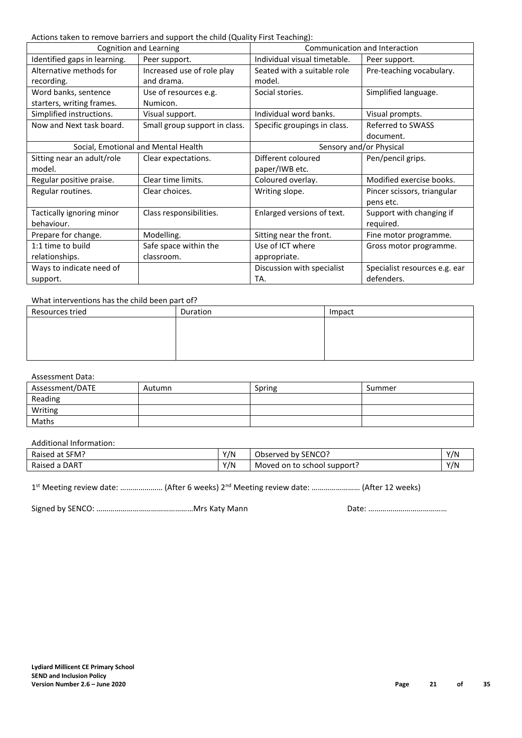Actions taken to remove barriers and support the child (Quality First Teaching):

| Cognition and Learning | | Communication and Interaction | |
|---|---|---|---|
| Identified gaps in learning. | Peer support. | Individual visual timetable. | Peer support. |
| Alternative methods for recording. | Increased use of role play and drama. | Seated with a suitable role model. | Pre-teaching vocabulary. |
| Word banks, sentence starters, writing frames. | Use of resources e.g. Numicon. | Social stories. | Simplified language. |
| Simplified instructions. | Visual support. | Individual word banks. | Visual prompts. |
| Now and Next task board. | Small group support in class. | Specific groupings in class. | Referred to SWASS document. |
| **Social, Emotional and Mental Health** | | **Sensory and/or Physical** | |
| Sitting near an adult/role model. | Clear expectations. | Different coloured paper/IWB etc. | Pen/pencil grips. |
| Regular positive praise. | Clear time limits. | Coloured overlay. | Modified exercise books. |
| Regular routines. | Clear choices. | Writing slope. | Pincer scissors, triangular pens etc. |
| Tactically ignoring minor behaviour. | Class responsibilities. | Enlarged versions of text. | Support with changing if required. |
| Prepare for change. | Modelling. | Sitting near the front. | Fine motor programme. |
| 1:1 time to build relationships. | Safe space within the classroom. | Use of ICT where appropriate. | Gross motor programme. |
| Ways to indicate need of support. | | Discussion with specialist TA. | Specialist resources e.g. ear defenders. |

What interventions has the child been part of?

| Resources tried | Duration | Impact |
|---|---|---|
| | | |

Assessment Data:

| Assessment/DATE | Autumn | Spring | Summer |
|---|---|---|---|
| Reading | | | |
| Writing | | | |
| Maths | | | |

Additional Information:

| Raised at SFM? | Y/N | Observed by SENCO? | Y/N |
|---|---|---|---|
| Raised a DART | Y/N | Moved on to school support? | Y/N |

1st Meeting review date: ………………… (After 6 weeks) 2nd Meeting review date: …………………… (After 12 weeks)

Signed by SENCO: …………………………………………Mrs Katy Mann Date: …………………………………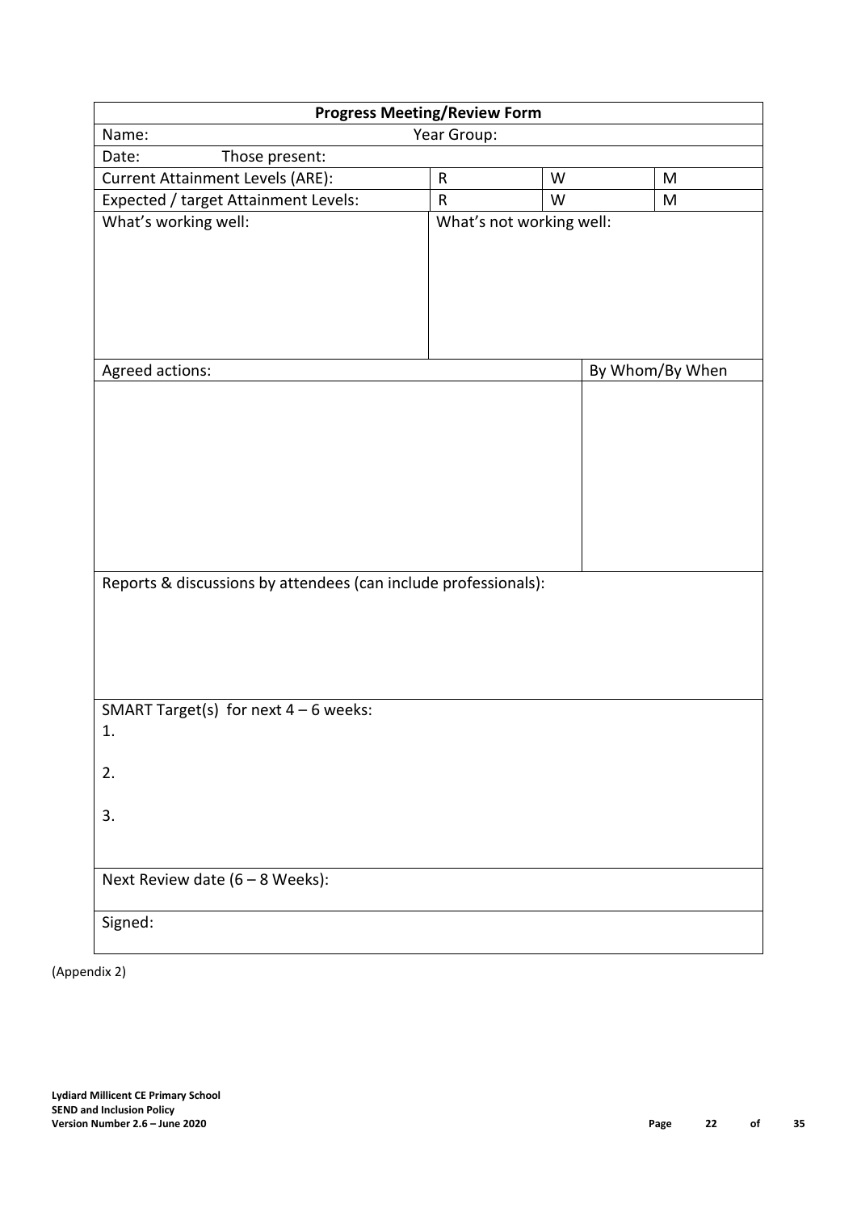| Progress Meeting/Review Form | | | |
|---|---|---|---|
| Name: | Year Group: | | |
| Date: Those present: | | | |
| Current Attainment Levels (ARE): | R | W | M |
| Expected / target Attainment Levels: | R | W | M |
| What's working well: | What's not working well: | | |
| Agreed actions: | | | By Whom/By When |
| | | | |
| Reports & discussions by attendees (can include professionals): | | | |
| SMART Target(s) for next 4 – 6 weeks:<br>1.<br><br>2.<br><br>3. | | | |
| Next Review date (6 – 8 Weeks): | | | |
| Signed: | | | |

(Appendix 2)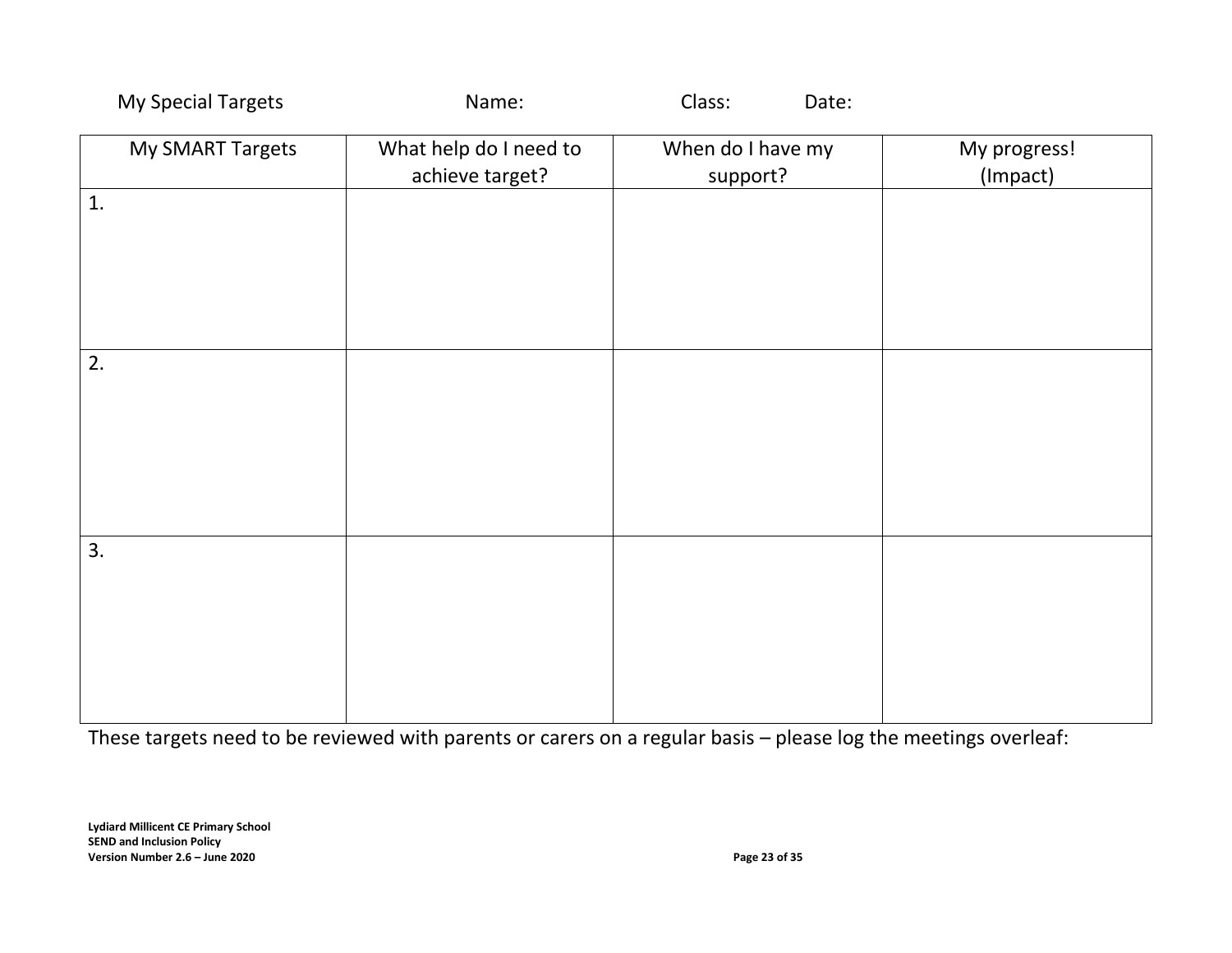My Special Targets Name: Class: Date:

| My SMART Targets | What help do I need to achieve target? | When do I have my support? | My progress! (Impact) |
|---|---|---|---|
| 1. | | | |
| 2. | | | |
| 3. | | | |

These targets need to be reviewed with parents or carers on a regular basis – please log the meetings overleaf: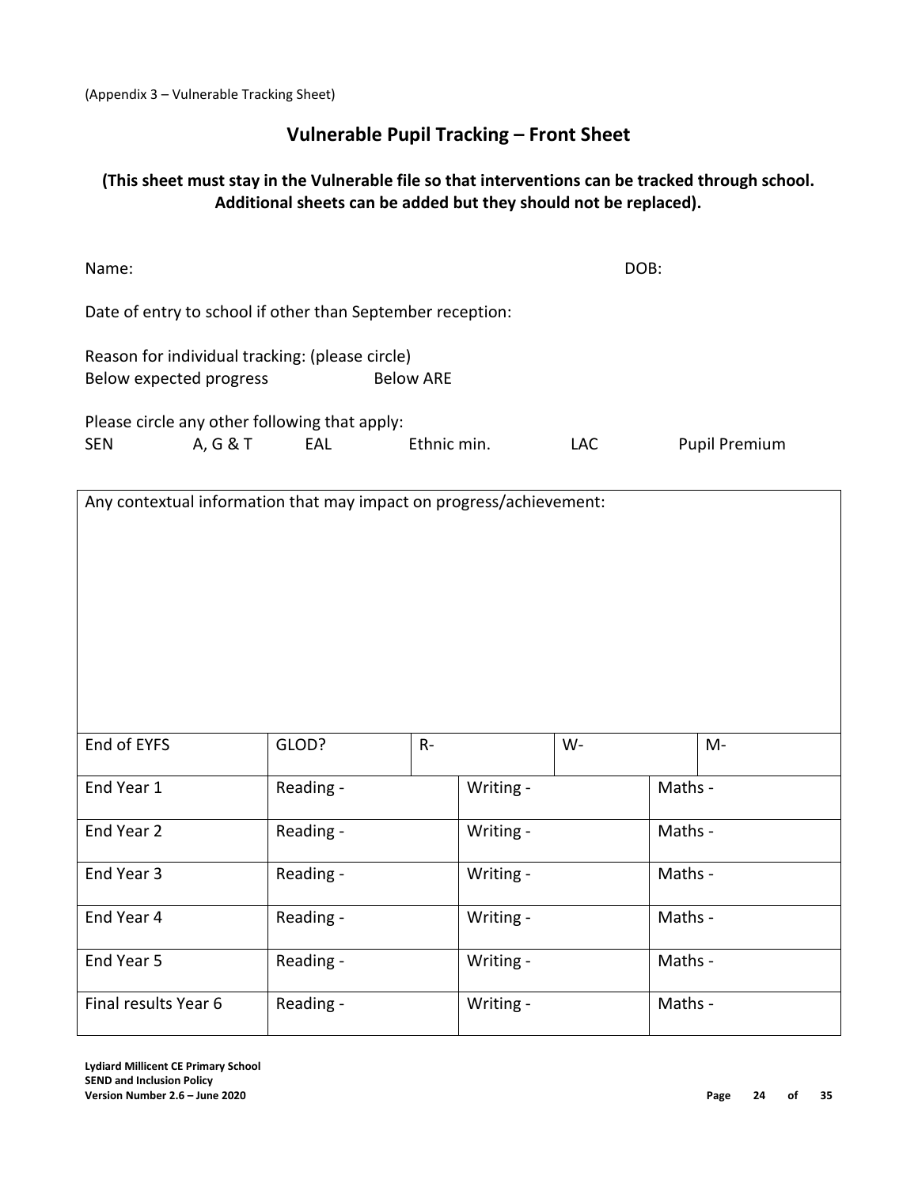(Appendix 3 – Vulnerable Tracking Sheet)

## Vulnerable Pupil Tracking – Front Sheet

**(This sheet must stay in the Vulnerable file so that interventions can be tracked through school. Additional sheets can be added but they should not be replaced).**

Name: DOB:

Date of entry to school if other than September reception:

Reason for individual tracking: (please circle)
Below expected progress Below ARE

Please circle any other following that apply:
SEN A, G & T EAL Ethnic min. LAC Pupil Premium

Any contextual information that may impact on progress/achievement:

| | | | | |
|---|---|---|---|---|
| End of EYFS | GLOD? | R- | W- | M- |
| End Year 1 | Reading - | Writing - | Maths - | |
| End Year 2 | Reading - | Writing - | Maths - | |
| End Year 3 | Reading - | Writing - | Maths - | |
| End Year 4 | Reading - | Writing - | Maths - | |
| End Year 5 | Reading - | Writing - | Maths - | |
| Final results Year 6 | Reading - | Writing - | Maths - | |

**Lydiard Millicent CE Primary School**
**SEND and Inclusion Policy**
**Version Number 2.6 – June 2020**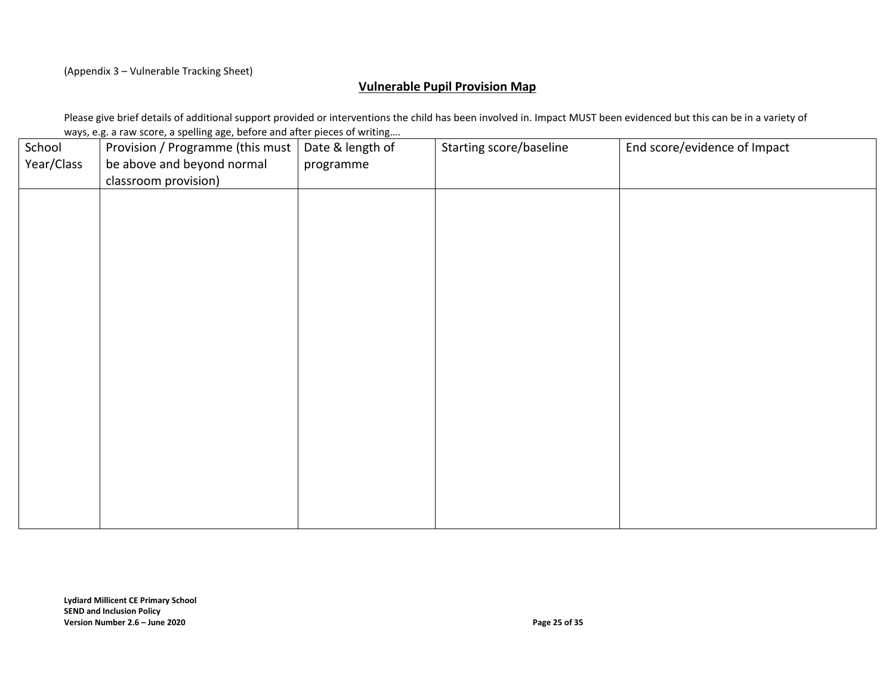(Appendix 3 – Vulnerable Tracking Sheet)

## Vulnerable Pupil Provision Map

Please give brief details of additional support provided or interventions the child has been involved in. Impact MUST been evidenced but this can be in a variety of ways, e.g. a raw score, a spelling age, before and after pieces of writing….

| School Year/Class | Provision / Programme (this must be above and beyond normal classroom provision) | Date & length of programme | Starting score/baseline | End score/evidence of Impact |
|---|---|---|---|---|
| | | | | |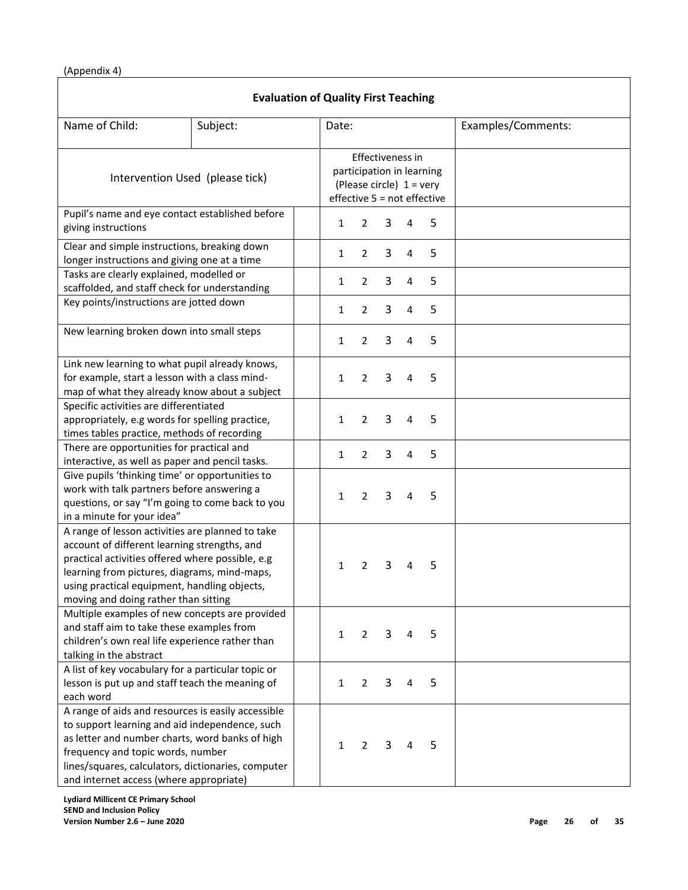(Appendix 4)

| Evaluation of Quality First Teaching | | | |
|---|---|---|---|
| Name of Child: | Subject: | Date: | Examples/Comments: |
| Intervention Used (please tick) | | Effectiveness in participation in learning (Please circle) 1 = very effective 5 = not effective | |
| Pupil's name and eye contact established before giving instructions | | 1 2 3 4 5 | |
| Clear and simple instructions, breaking down longer instructions and giving one at a time | | 1 2 3 4 5 | |
| Tasks are clearly explained, modelled or scaffolded, and staff check for understanding | | 1 2 3 4 5 | |
| Key points/instructions are jotted down | | 1 2 3 4 5 | |
| New learning broken down into small steps | | 1 2 3 4 5 | |
| Link new learning to what pupil already knows, for example, start a lesson with a class mind-map of what they already know about a subject | | 1 2 3 4 5 | |
| Specific activities are differentiated appropriately, e.g words for spelling practice, times tables practice, methods of recording | | 1 2 3 4 5 | |
| There are opportunities for practical and interactive, as well as paper and pencil tasks. | | 1 2 3 4 5 | |
| Give pupils 'thinking time' or opportunities to work with talk partners before answering a questions, or say "I'm going to come back to you in a minute for your idea" | | 1 2 3 4 5 | |
| A range of lesson activities are planned to take account of different learning strengths, and practical activities offered where possible, e.g learning from pictures, diagrams, mind-maps, using practical equipment, handling objects, moving and doing rather than sitting | | 1 2 3 4 5 | |
| Multiple examples of new concepts are provided and staff aim to take these examples from children's own real life experience rather than talking in the abstract | | 1 2 3 4 5 | |
| A list of key vocabulary for a particular topic or lesson is put up and staff teach the meaning of each word | | 1 2 3 4 5 | |
| A range of aids and resources is easily accessible to support learning and aid independence, such as letter and number charts, word banks of high frequency and topic words, number lines/squares, calculators, dictionaries, computer and internet access (where appropriate) | | 1 2 3 4 5 | |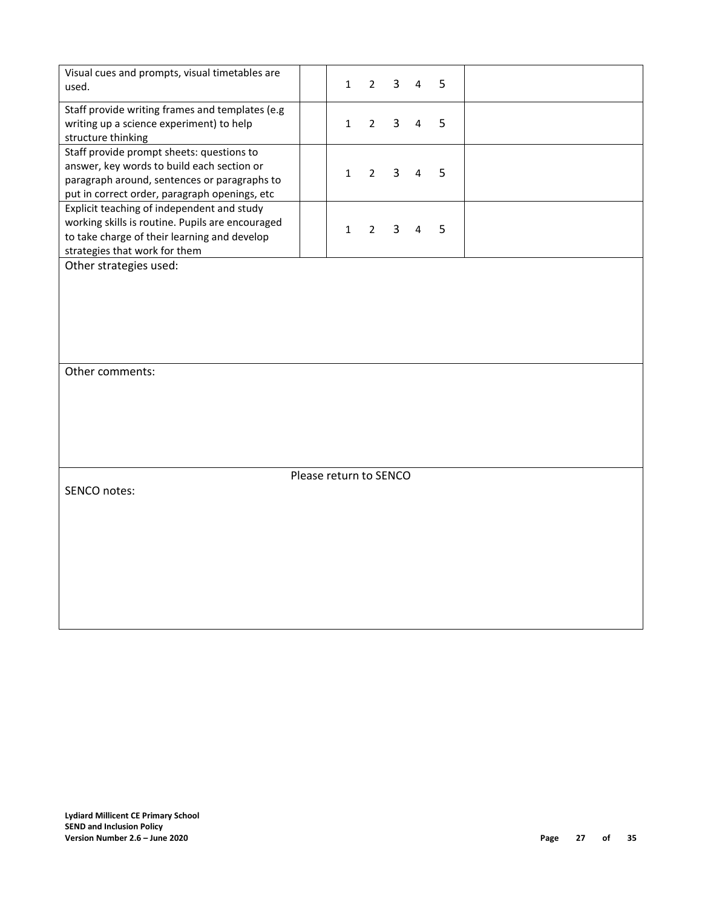| | | | |
|---|---|---|---|
| Visual cues and prompts, visual timetables are used. | | 1 2 3 4 5 | |
| Staff provide writing frames and templates (e.g writing up a science experiment) to help structure thinking | | 1 2 3 4 5 | |
| Staff provide prompt sheets: questions to answer, key words to build each section or paragraph around, sentences or paragraphs to put in correct order, paragraph openings, etc | | 1 2 3 4 5 | |
| Explicit teaching of independent and study working skills is routine. Pupils are encouraged to take charge of their learning and develop strategies that work for them | | 1 2 3 4 5 | |

Other strategies used:

Other comments:

Please return to SENCO

SENCO notes: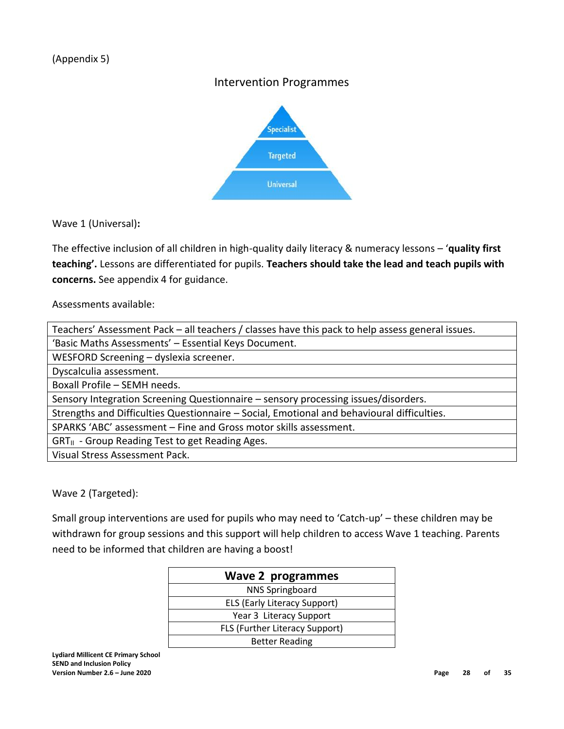(Appendix 5)

## Intervention Programmes

Specialist

Targeted

Universal

Wave 1 (Universal)**:**

The effective inclusion of all children in high-quality daily literacy & numeracy lessons – '**quality first teaching'.** Lessons are differentiated for pupils. **Teachers should take the lead and teach pupils with concerns.** See appendix 4 for guidance.

Assessments available:

| Teachers' Assessment Pack – all teachers / classes have this pack to help assess general issues. |
|---|
| 'Basic Maths Assessments' – Essential Keys Document. |
| WESFORD Screening – dyslexia screener. |
| Dyscalculia assessment. |
| Boxall Profile – SEMH needs. |
| Sensory Integration Screening Questionnaire – sensory processing issues/disorders. |
| Strengths and Difficulties Questionnaire – Social, Emotional and behavioural difficulties. |
| SPARKS 'ABC' assessment – Fine and Gross motor skills assessment. |
| $GRT_{II}$ - Group Reading Test to get Reading Ages. |
| Visual Stress Assessment Pack. |

Wave 2 (Targeted):

Small group interventions are used for pupils who may need to 'Catch-up' – these children may be withdrawn for group sessions and this support will help children to access Wave 1 teaching. Parents need to be informed that children are having a boost!

| **Wave 2 programmes** |
|---|
| NNS Springboard |
| ELS (Early Literacy Support) |
| Year 3 Literacy Support |
| FLS (Further Literacy Support) |
| Better Reading |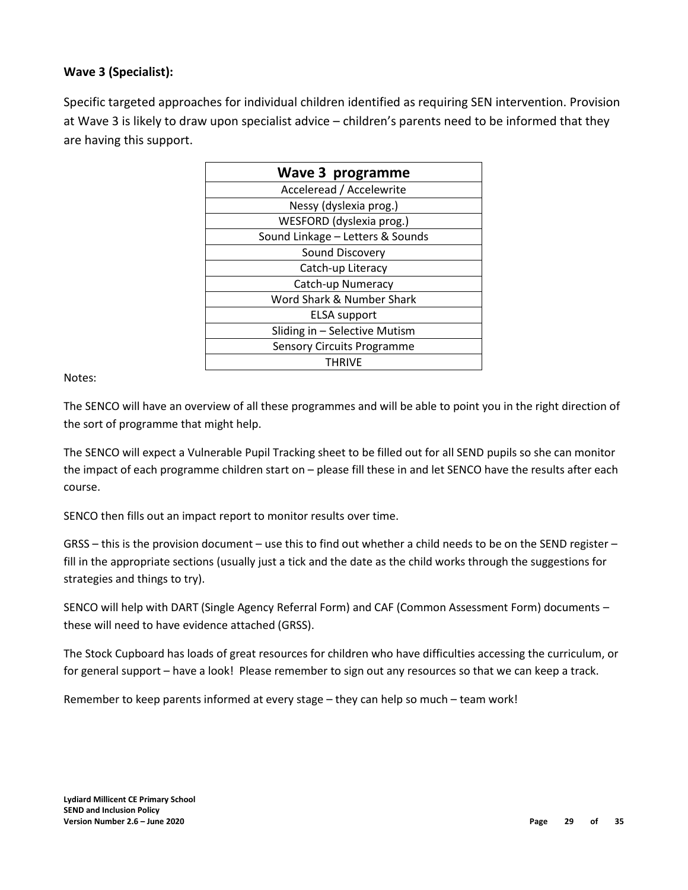**Wave 3 (Specialist):**

Specific targeted approaches for individual children identified as requiring SEN intervention. Provision at Wave 3 is likely to draw upon specialist advice – children's parents need to be informed that they are having this support.

| Wave 3 programme |
| --- |
| Acceleread / Accelewrite |
| Nessy (dyslexia prog.) |
| WESFORD (dyslexia prog.) |
| Sound Linkage – Letters & Sounds |
| Sound Discovery |
| Catch-up Literacy |
| Catch-up Numeracy |
| Word Shark & Number Shark |
| ELSA support |
| Sliding in – Selective Mutism |
| Sensory Circuits Programme |
| THRIVE |

Notes:

The SENCO will have an overview of all these programmes and will be able to point you in the right direction of the sort of programme that might help.

The SENCO will expect a Vulnerable Pupil Tracking sheet to be filled out for all SEND pupils so she can monitor the impact of each programme children start on – please fill these in and let SENCO have the results after each course.

SENCO then fills out an impact report to monitor results over time.

GRSS – this is the provision document – use this to find out whether a child needs to be on the SEND register – fill in the appropriate sections (usually just a tick and the date as the child works through the suggestions for strategies and things to try).

SENCO will help with DART (Single Agency Referral Form) and CAF (Common Assessment Form) documents – these will need to have evidence attached (GRSS).

The Stock Cupboard has loads of great resources for children who have difficulties accessing the curriculum, or for general support – have a look! Please remember to sign out any resources so that we can keep a track.

Remember to keep parents informed at every stage – they can help so much – team work!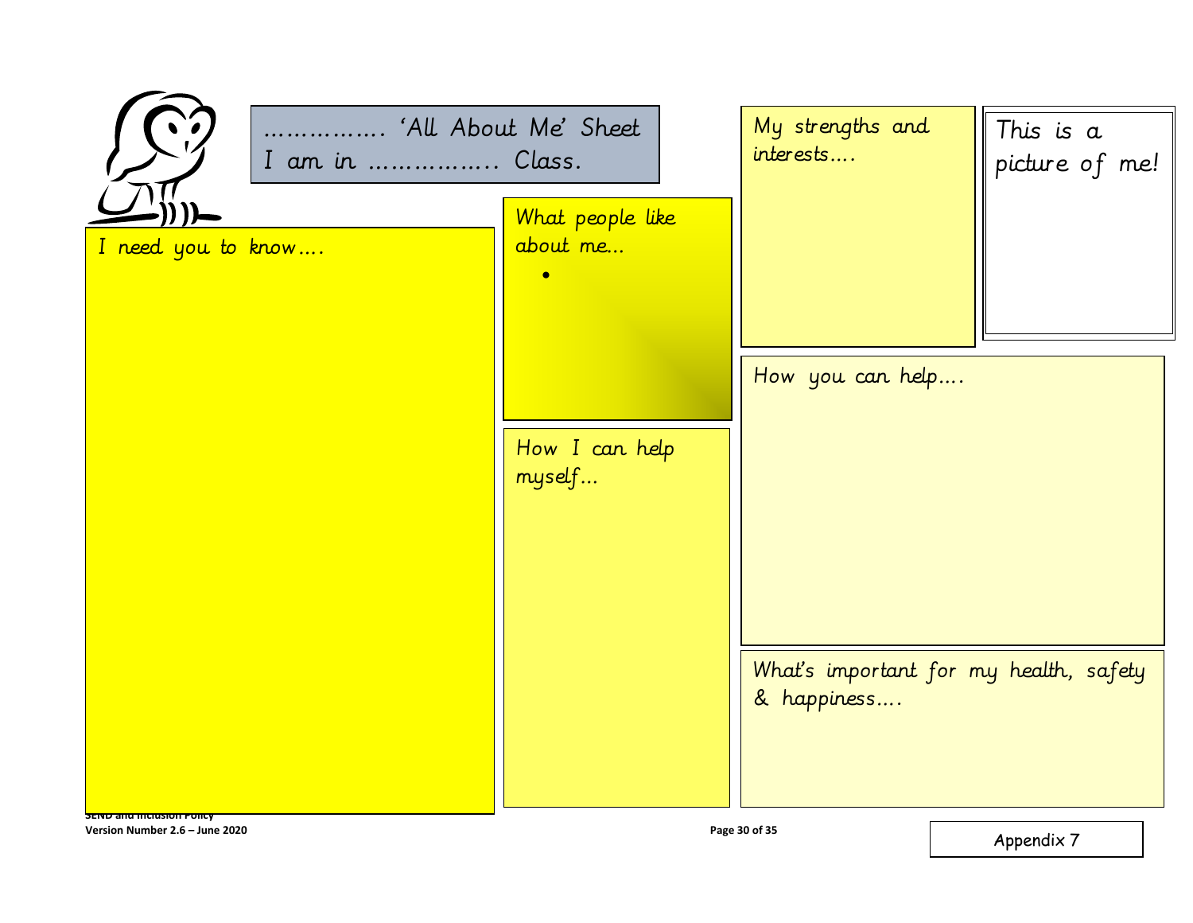# ……………. 'All About Me' Sheet

I am in …………….. Class.

**I need you to know….**

**What people like about me…**

- 

**How I can help myself…**

**My strengths and interests….**

**This is a picture of me!**

**How you can help….**

**What's important for my health, safety & happiness….**

Appendix 7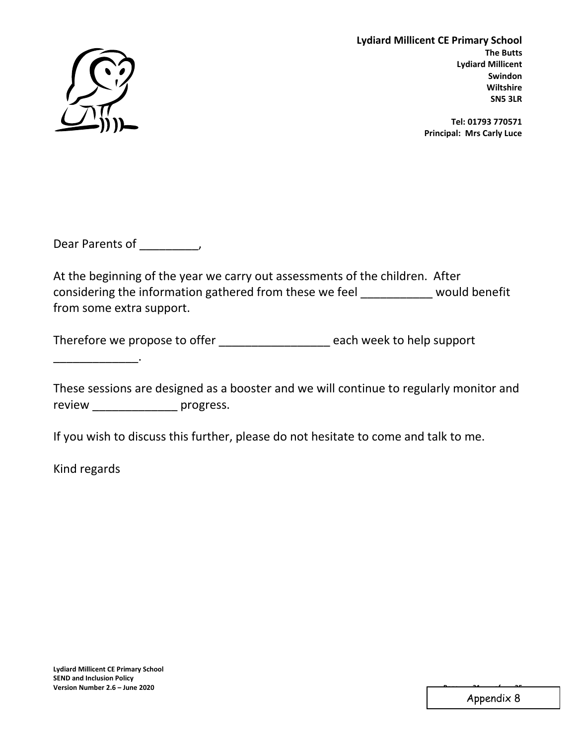**Lydiard Millicent CE Primary School**
**The Butts**
**Lydiard Millicent**
**Swindon**
**Wiltshire**
**SN5 3LR**

**Tel: 01793 770571**
**Principal: Mrs Carly Luce**

Dear Parents of _________,

At the beginning of the year we carry out assessments of the children. After considering the information gathered from these we feel ___________ would benefit from some extra support.

Therefore we propose to offer _________________ each week to help support _____________.

These sessions are designed as a booster and we will continue to regularly monitor and review _____________ progress.

If you wish to discuss this further, please do not hesitate to come and talk to me.

Kind regards

Appendix 8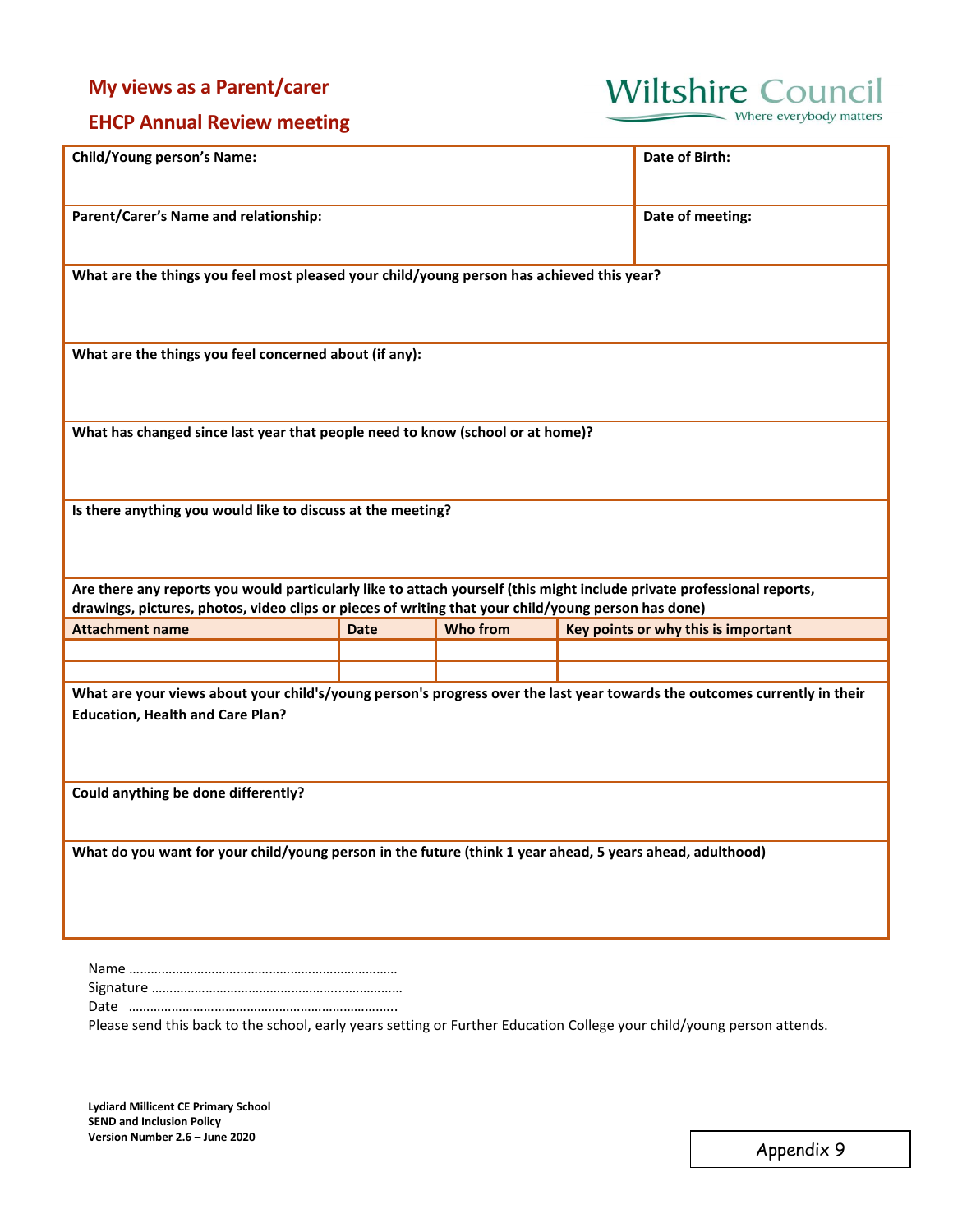## My views as a Parent/carer

## EHCP Annual Review meeting

Wiltshire Council
Where everybody matters

| Child/Young person's Name: | Date of Birth: |
|---|---|
| **Parent/Carer's Name and relationship:** | **Date of meeting:** |

**What are the things you feel most pleased your child/young person has achieved this year?**

**What are the things you feel concerned about (if any):**

**What has changed since last year that people need to know (school or at home)?**

**Is there anything you would like to discuss at the meeting?**

**Are there any reports you would particularly like to attach yourself (this might include private professional reports, drawings, pictures, photos, video clips or pieces of writing that your child/young person has done)**

| Attachment name | Date | Who from | Key points or why this is important |
|---|---|---|---|
| | | | |
| | | | |

**What are your views about your child's/young person's progress over the last year towards the outcomes currently in their Education, Health and Care Plan?**

**Could anything be done differently?**

**What do you want for your child/young person in the future (think 1 year ahead, 5 years ahead, adulthood)**

Name ………………………………………………………………

Signature …………………………………………………………

Date ……………………………………………………………….

Please send this back to the school, early years setting or Further Education College your child/young person attends.

**Lydiard Millicent CE Primary School**
**SEND and Inclusion Policy**
**Version Number 2.6 – June 2020**

Appendix 9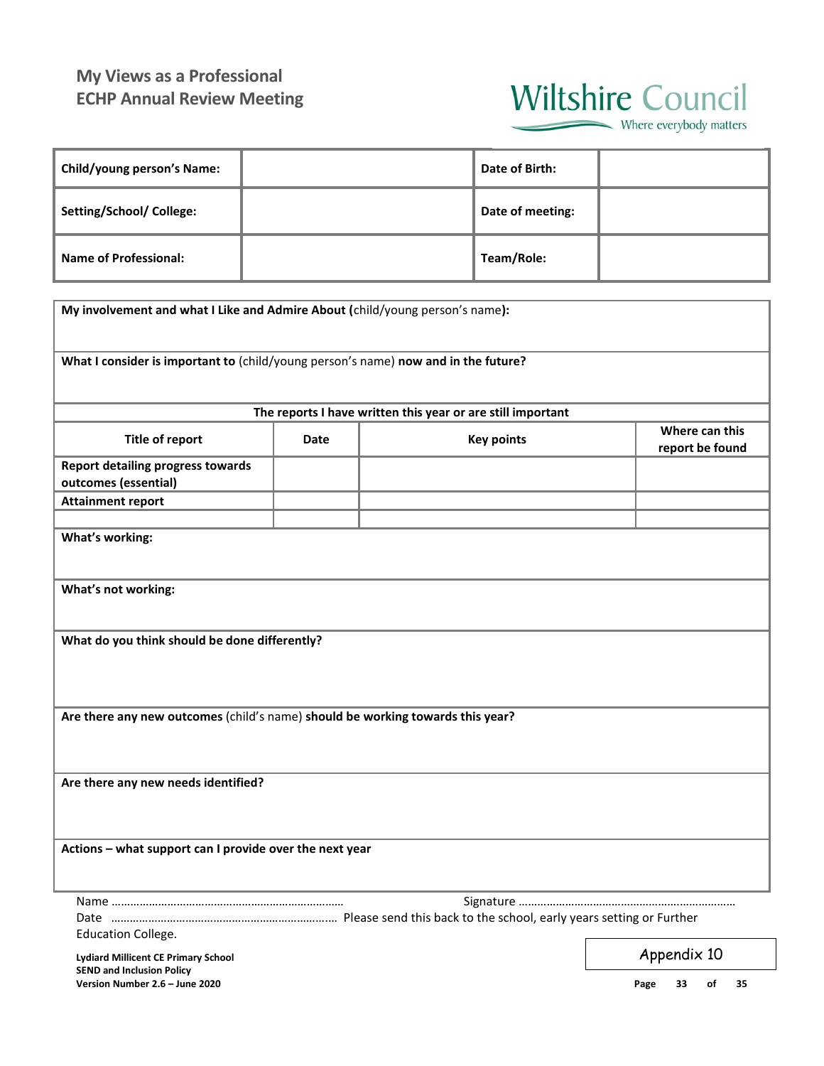## My Views as a Professional
## ECHP Annual Review Meeting

Wiltshire Council
Where everybody matters

| Child/young person's Name: | | Date of Birth: | |
|---|---|---|---|
| Setting/School/ College: | | Date of meeting: | |
| Name of Professional: | | Team/Role: | |

**My involvement and what I Like and Admire About (**child/young person's name**):**

**What I consider is important to** (child/young person's name) **now and in the future?**

**The reports I have written this year or are still important**

| Title of report | Date | Key points | Where can this report be found |
|---|---|---|---|
| Report detailing progress towards outcomes (essential) | | | |
| Attainment report | | | |
| | | | |

**What's working:**

**What's not working:**

**What do you think should be done differently?**

**Are there any new outcomes** (child's name) **should be working towards this year?**

**Are there any new needs identified?**

**Actions – what support can I provide over the next year**

Name ……………………………………………………………… Signature ……………………………………………………………
Date ……………………………………………………………… Please send this back to the school, early years setting or Further Education College.

**Lydiard Millicent CE Primary School**
**SEND and Inclusion Policy**
**Version Number 2.6 – June 2020**

Appendix 10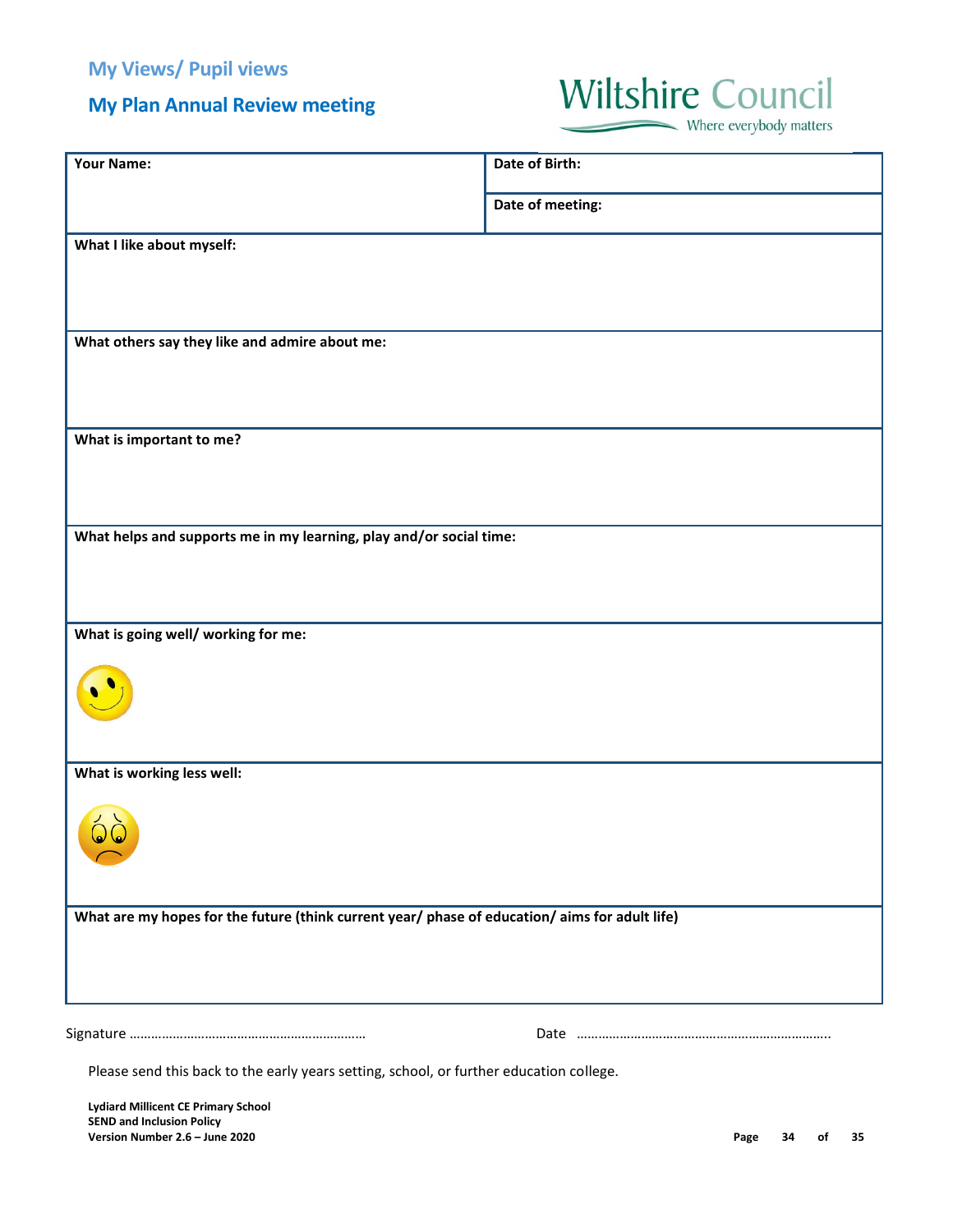## My Views/ Pupil views

## My Plan Annual Review meeting

Wiltshire Council
Where everybody matters

| **Your Name:** | **Date of Birth:** |
|---|---|
| | **Date of meeting:** |

**What I like about myself:**

**What others say they like and admire about me:**

**What is important to me?**

**What helps and supports me in my learning, play and/or social time:**

**What is going well/ working for me:**

**What is working less well:**

**What are my hopes for the future (think current year/ phase of education/ aims for adult life)**

Signature ……………………………………………………… Date ……………………………………………………………..

Please send this back to the early years setting, school, or further education college.

**Lydiard Millicent CE Primary School**
**SEND and Inclusion Policy**
**Version Number 2.6 – June 2020**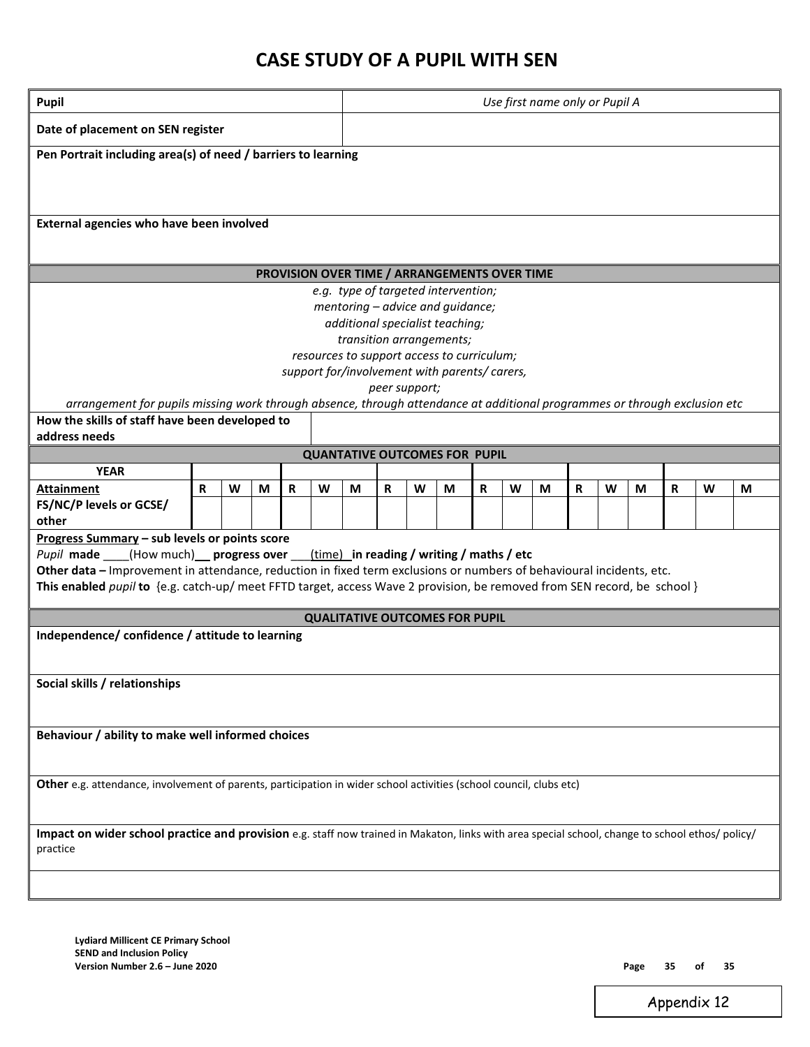# CASE STUDY OF A PUPIL WITH SEN

| | |
|---|---|
| **Pupil** | *Use first name only or Pupil A* |
| **Date of placement on SEN register** | |

**Pen Portrait including area(s) of need / barriers to learning**

**External agencies who have been involved**

**PROVISION OVER TIME / ARRANGEMENTS OVER TIME**

*e.g. type of targeted intervention;*
*mentoring – advice and guidance;*
*additional specialist teaching;*
*transition arrangements;*
*resources to support access to curriculum;*
*support for/involvement with parents/ carers,*
*peer support;*
*arrangement for pupils missing work through absence, through attendance at additional programmes or through exclusion etc*

| | |
|---|---|
| **How the skills of staff have been developed to address needs** | |

**QUANTATIVE OUTCOMES FOR PUPIL**

| **YEAR** | | | | | | | | | | | | | | | | | | |
|---|---|---|---|---|---|---|---|---|---|---|---|---|---|---|---|---|---|---|
| **Attainment** | **R** | **W** | **M** | **R** | **W** | **M** | **R** | **W** | **M** | **R** | **W** | **M** | **R** | **W** | **M** | **R** | **W** | **M** |
| **FS/NC/P levels or GCSE/ other** | | | | | | | | | | | | | | | | | | |

**Progress Summary – sub levels or points score**

*Pupil* **made** ____(How much)___ **progress over** ___(time)___ **in reading / writing / maths / etc**

**Other data –** Improvement in attendance, reduction in fixed term exclusions or numbers of behavioural incidents, etc.

**This enabled** *pupil* **to** {e.g. catch-up/ meet FFTD target, access Wave 2 provision, be removed from SEN record, be school }

**QUALITATIVE OUTCOMES FOR PUPIL**

**Independence/ confidence / attitude to learning**

**Social skills / relationships**

**Behaviour / ability to make well informed choices**

**Other** e.g. attendance, involvement of parents, participation in wider school activities (school council, clubs etc)

**Impact on wider school practice and provision** e.g. staff now trained in Makaton, links with area special school, change to school ethos/ policy/ practice

Appendix 12